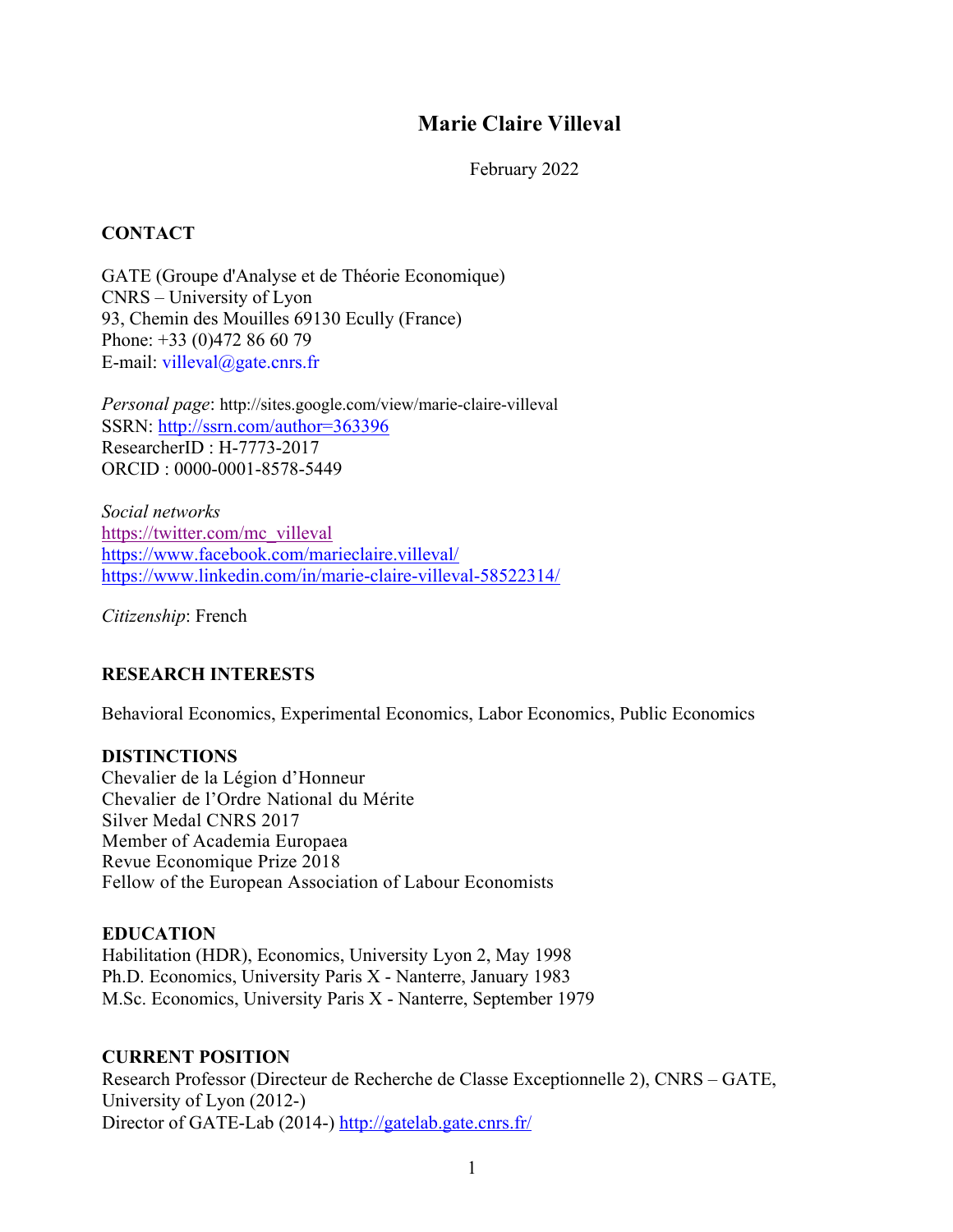# Marie Claire Villeval

February 2022

## CONTACT

GATE (Groupe d'Analyse et de Théorie Economique)
CNRS – University of Lyon
93, Chemin des Mouilles 69130 Ecully (France)
Phone: +33 (0)472 86 60 79
E-mail: villeval@gate.cnrs.fr

*Personal page*: http://sites.google.com/view/marie-claire-villeval
SSRN: http://ssrn.com/author=363396
ResearcherID : H-7773-2017
ORCID : 0000-0001-8578-5449

*Social networks*
https://twitter.com/mc_villeval
https://www.facebook.com/marieclaire.villeval/
https://www.linkedin.com/in/marie-claire-villeval-58522314/

*Citizenship*: French

## RESEARCH INTERESTS

Behavioral Economics, Experimental Economics, Labor Economics, Public Economics

## DISTINCTIONS

Chevalier de la Légion d'Honneur
Chevalier de l'Ordre National du Mérite
Silver Medal CNRS 2017
Member of Academia Europaea
Revue Economique Prize 2018
Fellow of the European Association of Labour Economists

## EDUCATION

Habilitation (HDR), Economics, University Lyon 2, May 1998
Ph.D. Economics, University Paris X - Nanterre, January 1983
M.Sc. Economics, University Paris X - Nanterre, September 1979

## CURRENT POSITION

Research Professor (Directeur de Recherche de Classe Exceptionnelle 2), CNRS – GATE, University of Lyon (2012-)
Director of GATE-Lab (2014-) http://gatelab.gate.cnrs.fr/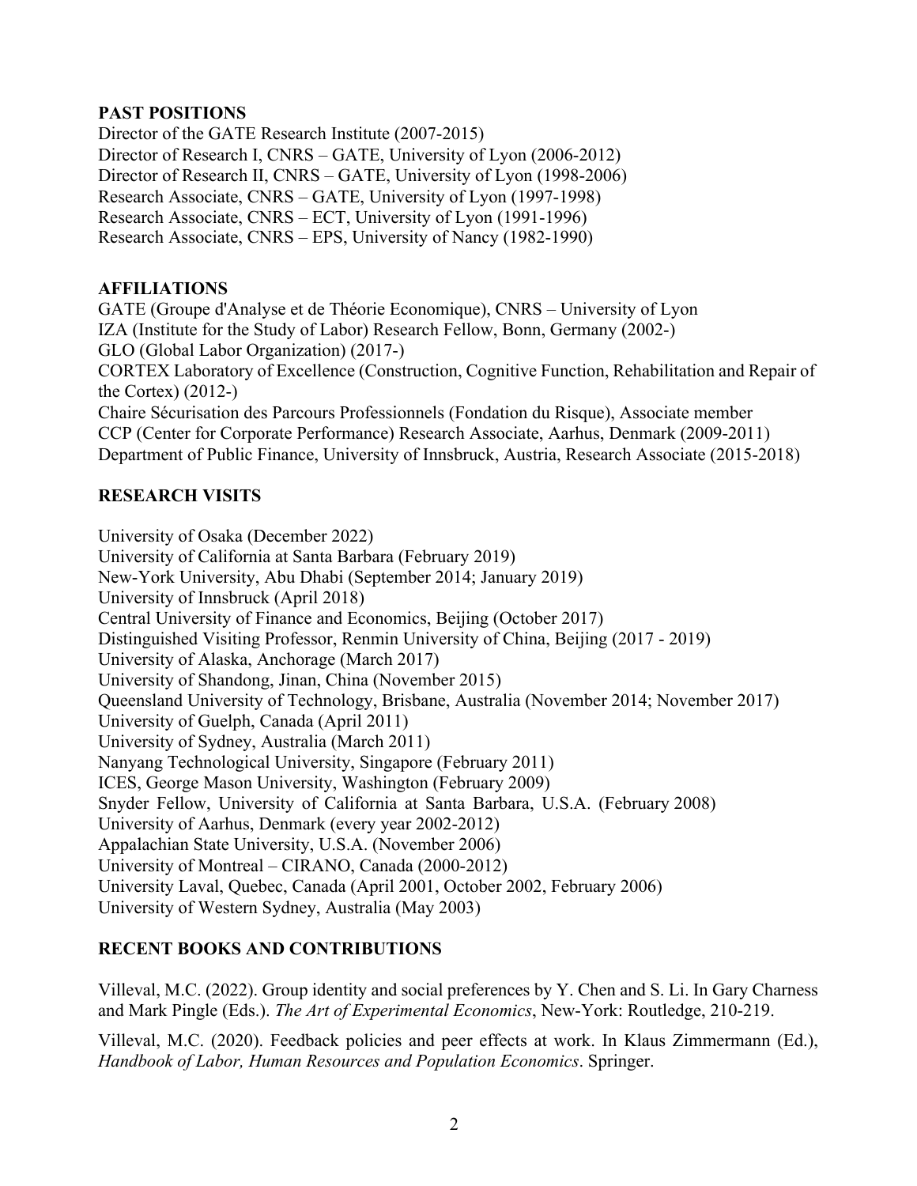## PAST POSITIONS

Director of the GATE Research Institute (2007-2015)
Director of Research I, CNRS – GATE, University of Lyon (2006-2012)
Director of Research II, CNRS – GATE, University of Lyon (1998-2006)
Research Associate, CNRS – GATE, University of Lyon (1997-1998)
Research Associate, CNRS – ECT, University of Lyon (1991-1996)
Research Associate, CNRS – EPS, University of Nancy (1982-1990)

## AFFILIATIONS

GATE (Groupe d'Analyse et de Théorie Economique), CNRS – University of Lyon
IZA (Institute for the Study of Labor) Research Fellow, Bonn, Germany (2002-)
GLO (Global Labor Organization) (2017-)
CORTEX Laboratory of Excellence (Construction, Cognitive Function, Rehabilitation and Repair of the Cortex) (2012-)
Chaire Sécurisation des Parcours Professionnels (Fondation du Risque), Associate member
CCP (Center for Corporate Performance) Research Associate, Aarhus, Denmark (2009-2011)
Department of Public Finance, University of Innsbruck, Austria, Research Associate (2015-2018)

## RESEARCH VISITS

University of Osaka (December 2022)
University of California at Santa Barbara (February 2019)
New-York University, Abu Dhabi (September 2014; January 2019)
University of Innsbruck (April 2018)
Central University of Finance and Economics, Beijing (October 2017)
Distinguished Visiting Professor, Renmin University of China, Beijing (2017 - 2019)
University of Alaska, Anchorage (March 2017)
University of Shandong, Jinan, China (November 2015)
Queensland University of Technology, Brisbane, Australia (November 2014; November 2017)
University of Guelph, Canada (April 2011)
University of Sydney, Australia (March 2011)
Nanyang Technological University, Singapore (February 2011)
ICES, George Mason University, Washington (February 2009)
Snyder Fellow, University of California at Santa Barbara, U.S.A. (February 2008)
University of Aarhus, Denmark (every year 2002-2012)
Appalachian State University, U.S.A. (November 2006)
University of Montreal – CIRANO, Canada (2000-2012)
University Laval, Quebec, Canada (April 2001, October 2002, February 2006)
University of Western Sydney, Australia (May 2003)

## RECENT BOOKS AND CONTRIBUTIONS

Villeval, M.C. (2022). Group identity and social preferences by Y. Chen and S. Li. In Gary Charness and Mark Pingle (Eds.). *The Art of Experimental Economics*, New-York: Routledge, 210-219.

Villeval, M.C. (2020). Feedback policies and peer effects at work. In Klaus Zimmermann (Ed.), *Handbook of Labor, Human Resources and Population Economics*. Springer.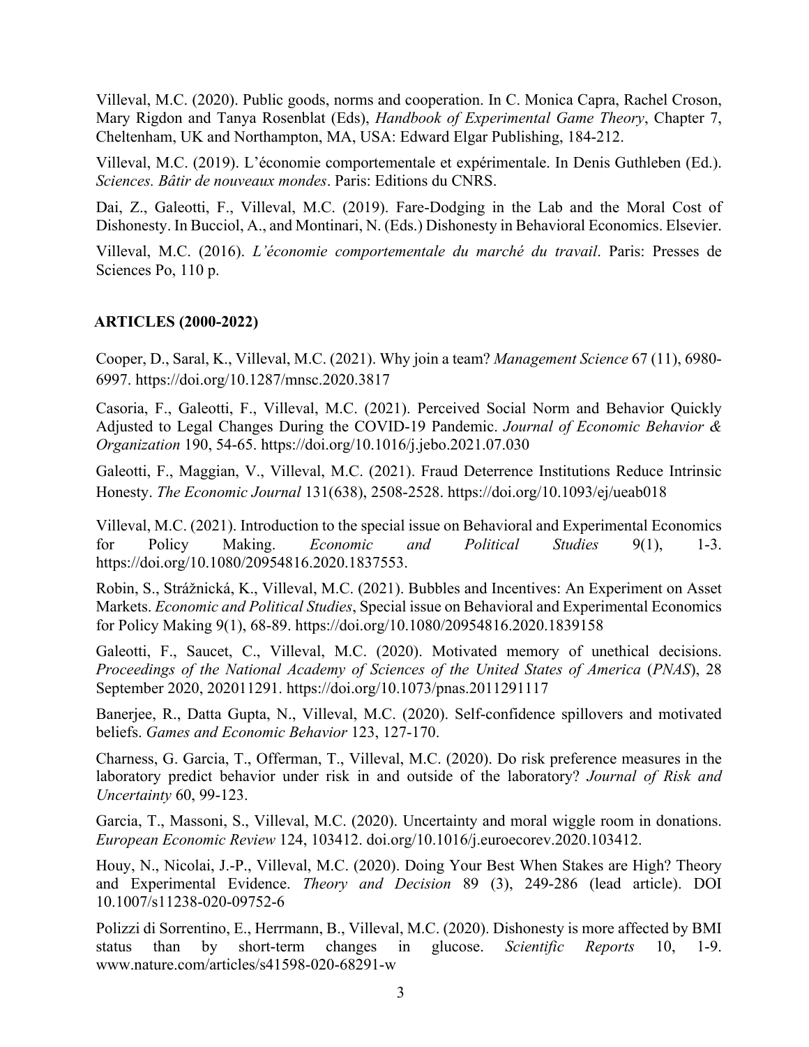Villeval, M.C. (2020). Public goods, norms and cooperation. In C. Monica Capra, Rachel Croson, Mary Rigdon and Tanya Rosenblat (Eds), *Handbook of Experimental Game Theory*, Chapter 7, Cheltenham, UK and Northampton, MA, USA: Edward Elgar Publishing, 184-212.

Villeval, M.C. (2019). L'économie comportementale et expérimentale. In Denis Guthleben (Ed.). *Sciences. Bâtir de nouveaux mondes*. Paris: Editions du CNRS.

Dai, Z., Galeotti, F., Villeval, M.C. (2019). Fare-Dodging in the Lab and the Moral Cost of Dishonesty. In Bucciol, A., and Montinari, N. (Eds.) Dishonesty in Behavioral Economics. Elsevier.

Villeval, M.C. (2016). *L'économie comportementale du marché du travail*. Paris: Presses de Sciences Po, 110 p.

**ARTICLES (2000-2022)**

Cooper, D., Saral, K., Villeval, M.C. (2021). Why join a team? *Management Science* 67 (11), 6980-6997. https://doi.org/10.1287/mnsc.2020.3817

Casoria, F., Galeotti, F., Villeval, M.C. (2021). Perceived Social Norm and Behavior Quickly Adjusted to Legal Changes During the COVID-19 Pandemic. *Journal of Economic Behavior & Organization* 190, 54-65. https://doi.org/10.1016/j.jebo.2021.07.030

Galeotti, F., Maggian, V., Villeval, M.C. (2021). Fraud Deterrence Institutions Reduce Intrinsic Honesty. *The Economic Journal* 131(638), 2508-2528. https://doi.org/10.1093/ej/ueab018

Villeval, M.C. (2021). Introduction to the special issue on Behavioral and Experimental Economics for Policy Making. *Economic and Political Studies* 9(1), 1-3. https://doi.org/10.1080/20954816.2020.1837553.

Robin, S., Strážnická, K., Villeval, M.C. (2021). Bubbles and Incentives: An Experiment on Asset Markets. *Economic and Political Studies*, Special issue on Behavioral and Experimental Economics for Policy Making 9(1), 68-89. https://doi.org/10.1080/20954816.2020.1839158

Galeotti, F., Saucet, C., Villeval, M.C. (2020). Motivated memory of unethical decisions. *Proceedings of the National Academy of Sciences of the United States of America* (*PNAS*), 28 September 2020, 202011291. https://doi.org/10.1073/pnas.2011291117

Banerjee, R., Datta Gupta, N., Villeval, M.C. (2020). Self-confidence spillovers and motivated beliefs. *Games and Economic Behavior* 123, 127-170.

Charness, G. Garcia, T., Offerman, T., Villeval, M.C. (2020). Do risk preference measures in the laboratory predict behavior under risk in and outside of the laboratory? *Journal of Risk and Uncertainty* 60, 99-123.

Garcia, T., Massoni, S., Villeval, M.C. (2020). Uncertainty and moral wiggle room in donations. *European Economic Review* 124, 103412. doi.org/10.1016/j.euroecorev.2020.103412.

Houy, N., Nicolai, J.-P., Villeval, M.C. (2020). Doing Your Best When Stakes are High? Theory and Experimental Evidence. *Theory and Decision* 89 (3), 249-286 (lead article). DOI 10.1007/s11238-020-09752-6

Polizzi di Sorrentino, E., Herrmann, B., Villeval, M.C. (2020). Dishonesty is more affected by BMI status than by short-term changes in glucose. *Scientific Reports* 10, 1-9. www.nature.com/articles/s41598-020-68291-w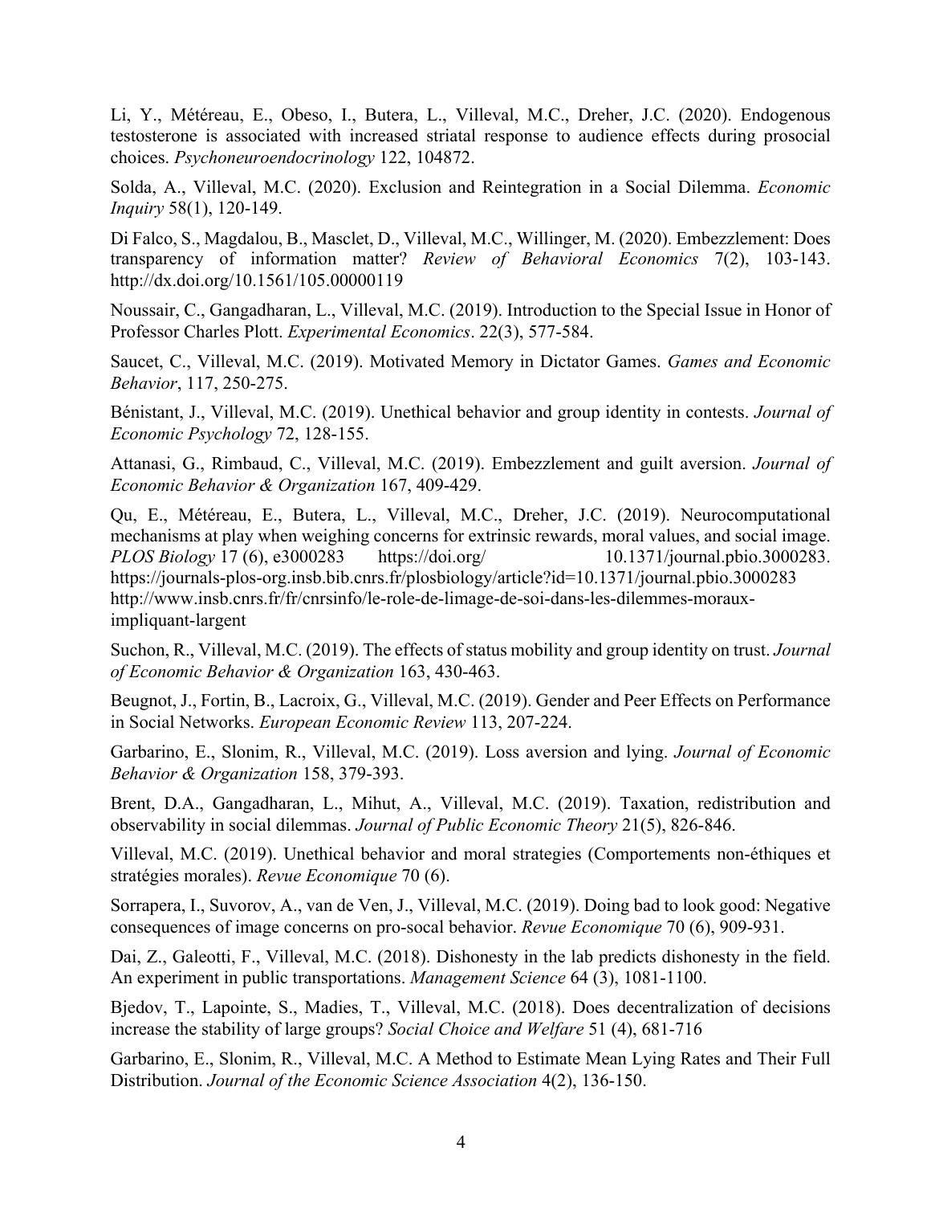Li, Y., Météreau, E., Obeso, I., Butera, L., Villeval, M.C., Dreher, J.C. (2020). Endogenous testosterone is associated with increased striatal response to audience effects during prosocial choices. *Psychoneuroendocrinology* 122, 104872.

Solda, A., Villeval, M.C. (2020). Exclusion and Reintegration in a Social Dilemma. *Economic Inquiry* 58(1), 120-149.

Di Falco, S., Magdalou, B., Masclet, D., Villeval, M.C., Willinger, M. (2020). Embezzlement: Does transparency of information matter? *Review of Behavioral Economics* 7(2), 103-143. http://dx.doi.org/10.1561/105.00000119

Noussair, C., Gangadharan, L., Villeval, M.C. (2019). Introduction to the Special Issue in Honor of Professor Charles Plott. *Experimental Economics*. 22(3), 577-584.

Saucet, C., Villeval, M.C. (2019). Motivated Memory in Dictator Games. *Games and Economic Behavior*, 117, 250-275.

Bénistant, J., Villeval, M.C. (2019). Unethical behavior and group identity in contests. *Journal of Economic Psychology* 72, 128-155.

Attanasi, G., Rimbaud, C., Villeval, M.C. (2019). Embezzlement and guilt aversion. *Journal of Economic Behavior & Organization* 167, 409-429.

Qu, E., Météreau, E., Butera, L., Villeval, M.C., Dreher, J.C. (2019). Neurocomputational mechanisms at play when weighing concerns for extrinsic rewards, moral values, and social image. *PLOS Biology* 17 (6), e3000283 https://doi.org/ 10.1371/journal.pbio.3000283. https://journals-plos-org.insb.bib.cnrs.fr/plosbiology/article?id=10.1371/journal.pbio.3000283 http://www.insb.cnrs.fr/fr/cnrsinfo/le-role-de-limage-de-soi-dans-les-dilemmes-moraux-impliquant-largent

Suchon, R., Villeval, M.C. (2019). The effects of status mobility and group identity on trust. *Journal of Economic Behavior & Organization* 163, 430-463.

Beugnot, J., Fortin, B., Lacroix, G., Villeval, M.C. (2019). Gender and Peer Effects on Performance in Social Networks. *European Economic Review* 113, 207-224.

Garbarino, E., Slonim, R., Villeval, M.C. (2019). Loss aversion and lying. *Journal of Economic Behavior & Organization* 158, 379-393.

Brent, D.A., Gangadharan, L., Mihut, A., Villeval, M.C. (2019). Taxation, redistribution and observability in social dilemmas. *Journal of Public Economic Theory* 21(5), 826-846.

Villeval, M.C. (2019). Unethical behavior and moral strategies (Comportements non-éthiques et stratégies morales). *Revue Economique* 70 (6).

Sorrapera, I., Suvorov, A., van de Ven, J., Villeval, M.C. (2019). Doing bad to look good: Negative consequences of image concerns on pro-socal behavior. *Revue Economique* 70 (6), 909-931.

Dai, Z., Galeotti, F., Villeval, M.C. (2018). Dishonesty in the lab predicts dishonesty in the field. An experiment in public transportations. *Management Science* 64 (3), 1081-1100.

Bjedov, T., Lapointe, S., Madies, T., Villeval, M.C. (2018). Does decentralization of decisions increase the stability of large groups? *Social Choice and Welfare* 51 (4), 681-716

Garbarino, E., Slonim, R., Villeval, M.C. A Method to Estimate Mean Lying Rates and Their Full Distribution. *Journal of the Economic Science Association* 4(2), 136-150.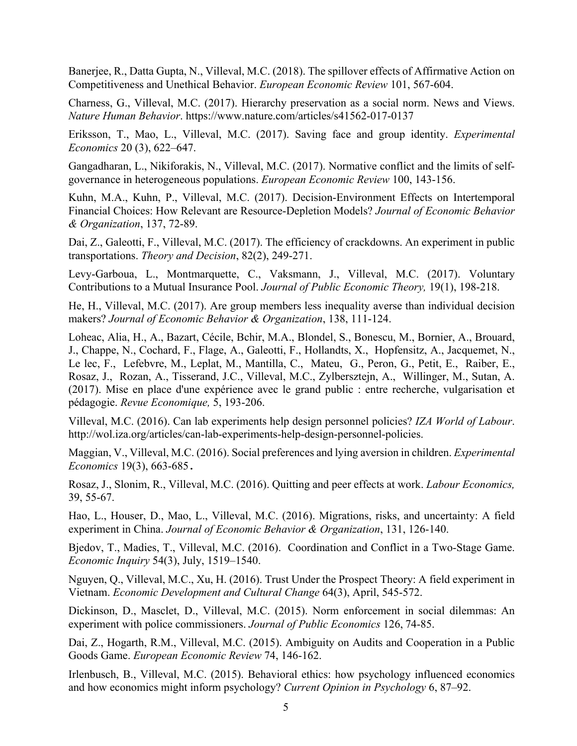Banerjee, R., Datta Gupta, N., Villeval, M.C. (2018). The spillover effects of Affirmative Action on Competitiveness and Unethical Behavior. *European Economic Review* 101, 567-604.

Charness, G., Villeval, M.C. (2017). Hierarchy preservation as a social norm. News and Views. *Nature Human Behavior*. https://www.nature.com/articles/s41562-017-0137

Eriksson, T., Mao, L., Villeval, M.C. (2017). Saving face and group identity. *Experimental Economics* 20 (3), 622–647.

Gangadharan, L., Nikiforakis, N., Villeval, M.C. (2017). Normative conflict and the limits of self-governance in heterogeneous populations. *European Economic Review* 100, 143-156.

Kuhn, M.A., Kuhn, P., Villeval, M.C. (2017). Decision-Environment Effects on Intertemporal Financial Choices: How Relevant are Resource-Depletion Models? *Journal of Economic Behavior & Organization*, 137, 72-89.

Dai, Z., Galeotti, F., Villeval, M.C. (2017). The efficiency of crackdowns. An experiment in public transportations. *Theory and Decision*, 82(2), 249-271.

Levy-Garboua, L., Montmarquette, C., Vaksmann, J., Villeval, M.C. (2017). Voluntary Contributions to a Mutual Insurance Pool. *Journal of Public Economic Theory,* 19(1), 198-218.

He, H., Villeval, M.C. (2017). Are group members less inequality averse than individual decision makers? *Journal of Economic Behavior & Organization*, 138, 111-124.

Loheac, Alia, H., A., Bazart, Cécile, Bchir, M.A., Blondel, S., Bonescu, M., Bornier, A., Brouard, J., Chappe, N., Cochard, F., Flage, A., Galeotti, F., Hollandts, X., Hopfensitz, A., Jacquemet, N., Le lec, F., Lefebvre, M., Leplat, M., Mantilla, C., Mateu, G., Peron, G., Petit, E., Raiber, E., Rosaz, J., Rozan, A., Tisserand, J.C., Villeval, M.C., Zylbersztejn, A., Willinger, M., Sutan, A. (2017). Mise en place d'une expérience avec le grand public : entre recherche, vulgarisation et pédagogie. *Revue Economique,* 5, 193-206.

Villeval, M.C. (2016). Can lab experiments help design personnel policies? *IZA World of Labour*. http://wol.iza.org/articles/can-lab-experiments-help-design-personnel-policies.

Maggian, V., Villeval, M.C. (2016). Social preferences and lying aversion in children. *Experimental Economics* 19(3), 663-685**.**

Rosaz, J., Slonim, R., Villeval, M.C. (2016). Quitting and peer effects at work. *Labour Economics,* 39, 55-67.

Hao, L., Houser, D., Mao, L., Villeval, M.C. (2016). Migrations, risks, and uncertainty: A field experiment in China. *Journal of Economic Behavior & Organization*, 131, 126-140.

Bjedov, T., Madies, T., Villeval, M.C. (2016). Coordination and Conflict in a Two-Stage Game. *Economic Inquiry* 54(3), July, 1519–1540.

Nguyen, Q., Villeval, M.C., Xu, H. (2016). Trust Under the Prospect Theory: A field experiment in Vietnam. *Economic Development and Cultural Change* 64(3), April, 545-572.

Dickinson, D., Masclet, D., Villeval, M.C. (2015). Norm enforcement in social dilemmas: An experiment with police commissioners. *Journal of Public Economics* 126, 74-85.

Dai, Z., Hogarth, R.M., Villeval, M.C. (2015). Ambiguity on Audits and Cooperation in a Public Goods Game. *European Economic Review* 74, 146-162.

Irlenbusch, B., Villeval, M.C. (2015). Behavioral ethics: how psychology influenced economics and how economics might inform psychology? *Current Opinion in Psychology* 6, 87–92.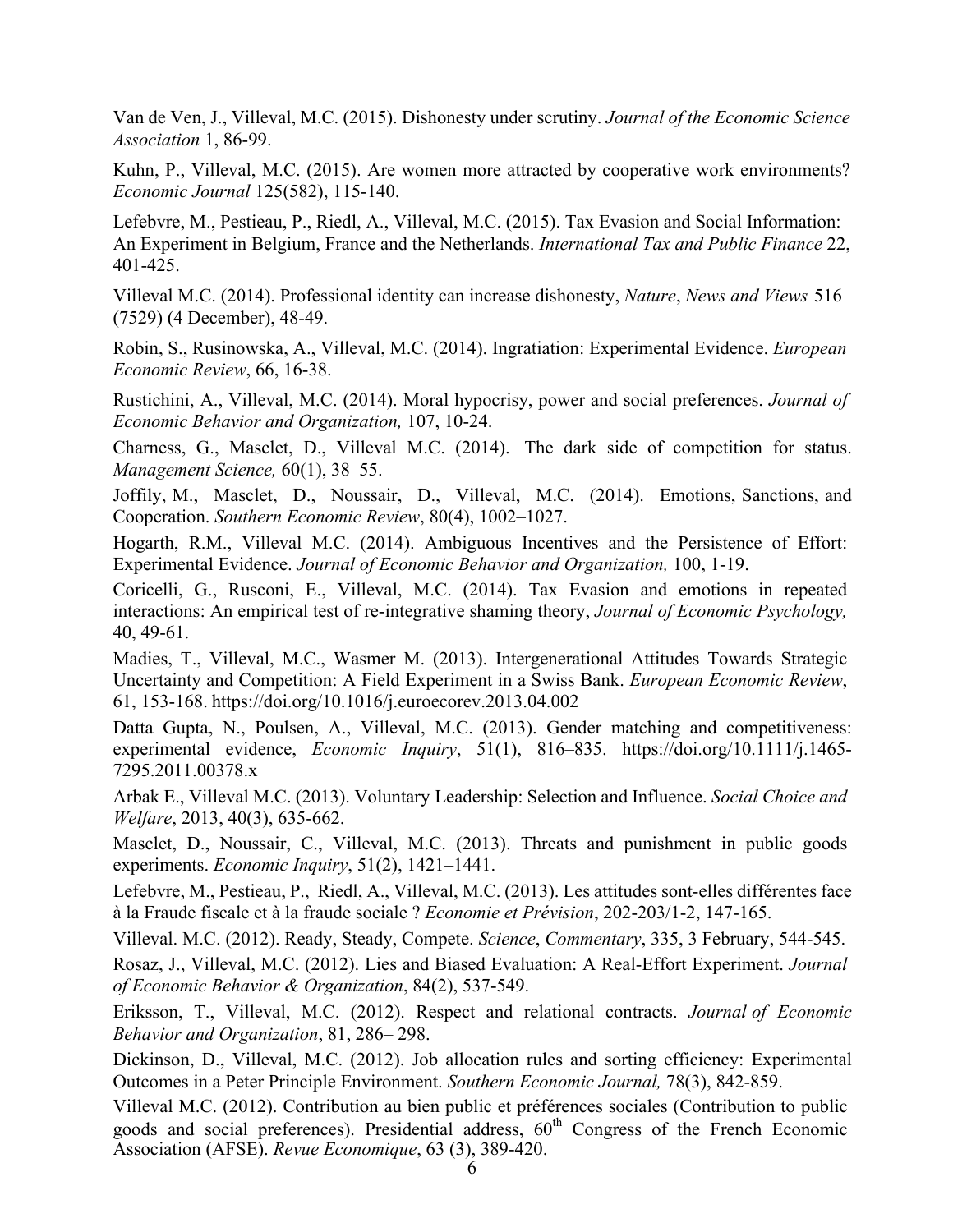Van de Ven, J., Villeval, M.C. (2015). Dishonesty under scrutiny. *Journal of the Economic Science Association* 1, 86-99.

Kuhn, P., Villeval, M.C. (2015). Are women more attracted by cooperative work environments? *Economic Journal* 125(582), 115-140.

Lefebvre, M., Pestieau, P., Riedl, A., Villeval, M.C. (2015). Tax Evasion and Social Information: An Experiment in Belgium, France and the Netherlands. *International Tax and Public Finance* 22, 401-425.

Villeval M.C. (2014). Professional identity can increase dishonesty, *Nature*, *News and Views* 516 (7529) (4 December), 48-49.

Robin, S., Rusinowska, A., Villeval, M.C. (2014). Ingratiation: Experimental Evidence. *European Economic Review*, 66, 16-38.

Rustichini, A., Villeval, M.C. (2014). Moral hypocrisy, power and social preferences. *Journal of Economic Behavior and Organization,* 107, 10-24.

Charness, G., Masclet, D., Villeval M.C. (2014). The dark side of competition for status. *Management Science,* 60(1), 38–55.

Joffily, M., Masclet, D., Noussair, D., Villeval, M.C. (2014). Emotions, Sanctions, and Cooperation. *Southern Economic Review*, 80(4), 1002–1027.

Hogarth, R.M., Villeval M.C. (2014). Ambiguous Incentives and the Persistence of Effort: Experimental Evidence. *Journal of Economic Behavior and Organization,* 100, 1-19.

Coricelli, G., Rusconi, E., Villeval, M.C. (2014). Tax Evasion and emotions in repeated interactions: An empirical test of re-integrative shaming theory, *Journal of Economic Psychology,* 40, 49-61.

Madies, T., Villeval, M.C., Wasmer M. (2013). Intergenerational Attitudes Towards Strategic Uncertainty and Competition: A Field Experiment in a Swiss Bank. *European Economic Review*, 61, 153-168. https://doi.org/10.1016/j.euroecorev.2013.04.002

Datta Gupta, N., Poulsen, A., Villeval, M.C. (2013). Gender matching and competitiveness: experimental evidence, *Economic Inquiry*, 51(1), 816–835. https://doi.org/10.1111/j.1465-7295.2011.00378.x

Arbak E., Villeval M.C. (2013). Voluntary Leadership: Selection and Influence. *Social Choice and Welfare*, 2013, 40(3), 635-662.

Masclet, D., Noussair, C., Villeval, M.C. (2013). Threats and punishment in public goods experiments. *Economic Inquiry*, 51(2), 1421–1441.

Lefebvre, M., Pestieau, P., Riedl, A., Villeval, M.C. (2013). Les attitudes sont-elles différentes face à la Fraude fiscale et à la fraude sociale ? *Economie et Prévision*, 202-203/1-2, 147-165.

Villeval. M.C. (2012). Ready, Steady, Compete. *Science*, *Commentary*, 335, 3 February, 544-545.

Rosaz, J., Villeval, M.C. (2012). Lies and Biased Evaluation: A Real-Effort Experiment. *Journal of Economic Behavior & Organization*, 84(2), 537-549.

Eriksson, T., Villeval, M.C. (2012). Respect and relational contracts. *Journal of Economic Behavior and Organization*, 81, 286– 298.

Dickinson, D., Villeval, M.C. (2012). Job allocation rules and sorting efficiency: Experimental Outcomes in a Peter Principle Environment. *Southern Economic Journal,* 78(3), 842-859.

Villeval M.C. (2012). Contribution au bien public et préférences sociales (Contribution to public goods and social preferences). Presidential address, 60th Congress of the French Economic Association (AFSE). *Revue Economique*, 63 (3), 389-420.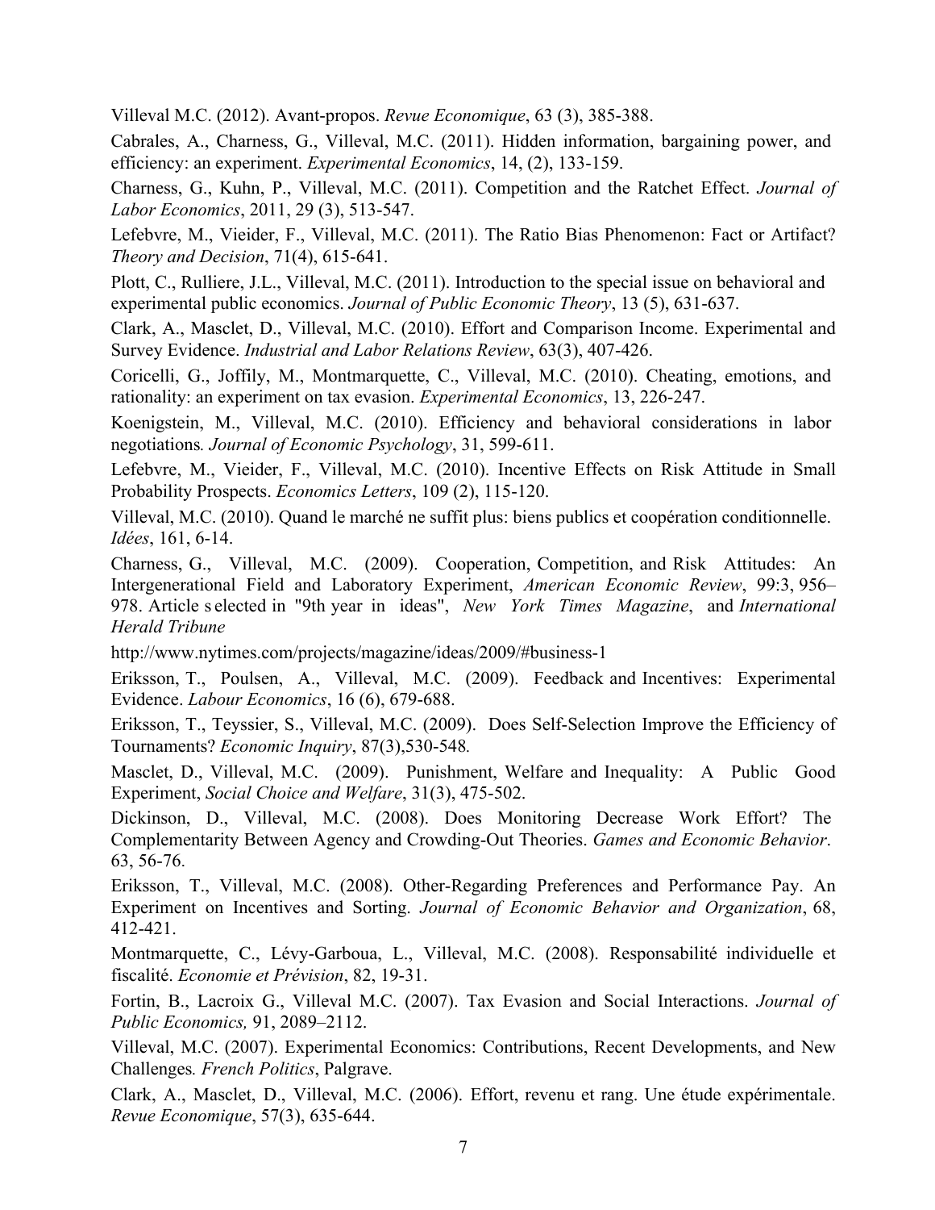Villeval M.C. (2012). Avant-propos. *Revue Economique*, 63 (3), 385-388.

Cabrales, A., Charness, G., Villeval, M.C. (2011). Hidden information, bargaining power, and efficiency: an experiment. *Experimental Economics*, 14, (2), 133-159.

Charness, G., Kuhn, P., Villeval, M.C. (2011). Competition and the Ratchet Effect. *Journal of Labor Economics*, 2011, 29 (3), 513-547.

Lefebvre, M., Vieider, F., Villeval, M.C. (2011). The Ratio Bias Phenomenon: Fact or Artifact? *Theory and Decision*, 71(4), 615-641.

Plott, C., Rulliere, J.L., Villeval, M.C. (2011). Introduction to the special issue on behavioral and experimental public economics. *Journal of Public Economic Theory*, 13 (5), 631-637.

Clark, A., Masclet, D., Villeval, M.C. (2010). Effort and Comparison Income. Experimental and Survey Evidence. *Industrial and Labor Relations Review*, 63(3), 407-426.

Coricelli, G., Joffily, M., Montmarquette, C., Villeval, M.C. (2010). Cheating, emotions, and rationality: an experiment on tax evasion. *Experimental Economics*, 13, 226-247.

Koenigstein, M., Villeval, M.C. (2010). Efficiency and behavioral considerations in labor negotiations*. Journal of Economic Psychology*, 31, 599-611.

Lefebvre, M., Vieider, F., Villeval, M.C. (2010). Incentive Effects on Risk Attitude in Small Probability Prospects. *Economics Letters*, 109 (2), 115-120.

Villeval, M.C. (2010). Quand le marché ne suffit plus: biens publics et coopération conditionnelle. *Idées*, 161, 6-14.

Charness, G., Villeval, M.C. (2009). Cooperation, Competition, and Risk Attitudes: An Intergenerational Field and Laboratory Experiment, *American Economic Review*, 99:3, 956–978. Article s elected in "9th year in ideas", *New York Times Magazine*, and *International Herald Tribune*

http://www.nytimes.com/projects/magazine/ideas/2009/#business-1

Eriksson, T., Poulsen, A., Villeval, M.C. (2009). Feedback and Incentives: Experimental Evidence. *Labour Economics*, 16 (6), 679-688.

Eriksson, T., Teyssier, S., Villeval, M.C. (2009). Does Self-Selection Improve the Efficiency of Tournaments? *Economic Inquiry*, 87(3),530-548*.*

Masclet, D., Villeval, M.C. (2009). Punishment, Welfare and Inequality: A Public Good Experiment, *Social Choice and Welfare*, 31(3), 475-502.

Dickinson, D., Villeval, M.C. (2008). Does Monitoring Decrease Work Effort? The Complementarity Between Agency and Crowding-Out Theories. *Games and Economic Behavior*. 63, 56-76.

Eriksson, T., Villeval, M.C. (2008). Other-Regarding Preferences and Performance Pay. An Experiment on Incentives and Sorting. *Journal of Economic Behavior and Organization*, 68, 412-421.

Montmarquette, C., Lévy-Garboua, L., Villeval, M.C. (2008). Responsabilité individuelle et fiscalité. *Economie et Prévision*, 82, 19-31.

Fortin, B., Lacroix G., Villeval M.C. (2007). Tax Evasion and Social Interactions. *Journal of Public Economics,* 91, 2089–2112.

Villeval, M.C. (2007). Experimental Economics: Contributions, Recent Developments, and New Challenges*. French Politics*, Palgrave.

Clark, A., Masclet, D., Villeval, M.C. (2006). Effort, revenu et rang. Une étude expérimentale. *Revue Economique*, 57(3), 635-644.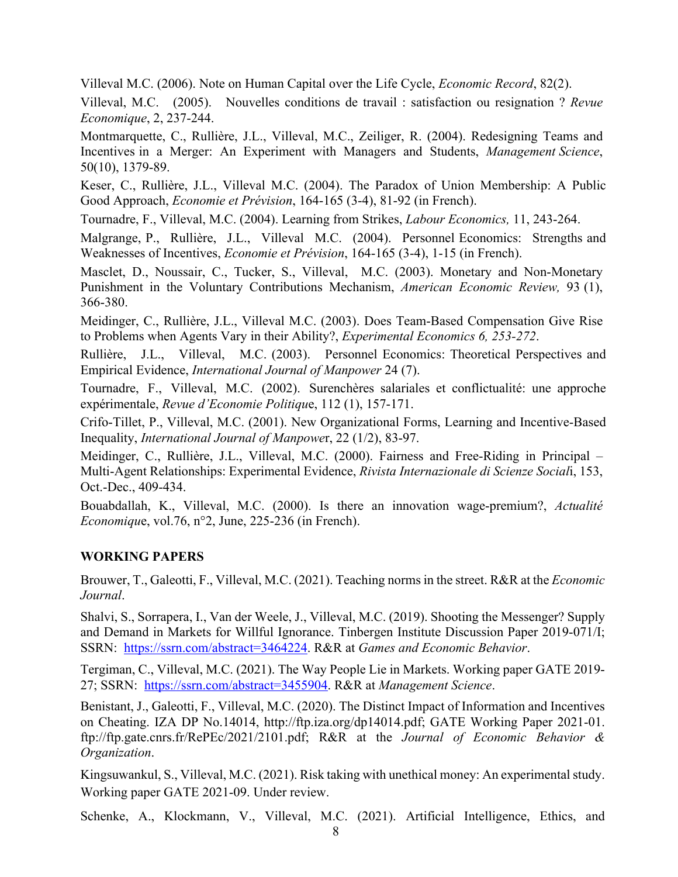Villeval M.C. (2006). Note on Human Capital over the Life Cycle, *Economic Record*, 82(2).

Villeval, M.C. (2005). Nouvelles conditions de travail : satisfaction ou resignation ? *Revue Economique*, 2, 237-244.

Montmarquette, C., Rullière, J.L., Villeval, M.C., Zeiliger, R. (2004). Redesigning Teams and Incentives in a Merger: An Experiment with Managers and Students, *Management Science*, 50(10), 1379-89.

Keser, C., Rullière, J.L., Villeval M.C. (2004). The Paradox of Union Membership: A Public Good Approach, *Economie et Prévision*, 164-165 (3-4), 81-92 (in French).

Tournadre, F., Villeval, M.C. (2004). Learning from Strikes, *Labour Economics,* 11, 243-264.

Malgrange, P., Rullière, J.L., Villeval M.C. (2004). Personnel Economics: Strengths and Weaknesses of Incentives, *Economie et Prévision*, 164-165 (3-4), 1-15 (in French).

Masclet, D., Noussair, C., Tucker, S., Villeval, M.C. (2003). Monetary and Non-Monetary Punishment in the Voluntary Contributions Mechanism, *American Economic Review,* 93 (1), 366-380.

Meidinger, C., Rullière, J.L., Villeval M.C. (2003). Does Team-Based Compensation Give Rise to Problems when Agents Vary in their Ability?, *Experimental Economics 6, 253-272*.

Rullière, J.L., Villeval, M.C. (2003). Personnel Economics: Theoretical Perspectives and Empirical Evidence, *International Journal of Manpower* 24 (7).

Tournadre, F., Villeval, M.C. (2002). Surenchères salariales et conflictualité: une approche expérimentale, *Revue d'Economie Politique*, 112 (1), 157-171.

Crifo-Tillet, P., Villeval, M.C. (2001). New Organizational Forms, Learning and Incentive-Based Inequality, *International Journal of Manpower*, 22 (1/2), 83-97.

Meidinger, C., Rullière, J.L., Villeval, M.C. (2000). Fairness and Free-Riding in Principal – Multi-Agent Relationships: Experimental Evidence, *Rivista Internazionale di Scienze Sociali*, 153, Oct.-Dec., 409-434.

Bouabdallah, K., Villeval, M.C. (2000). Is there an innovation wage-premium?, *Actualité Economique*, vol.76, n°2, June, 225-236 (in French).

## WORKING PAPERS

Brouwer, T., Galeotti, F., Villeval, M.C. (2021). Teaching norms in the street. R&R at the *Economic Journal*.

Shalvi, S., Sorrapera, I., Van der Weele, J., Villeval, M.C. (2019). Shooting the Messenger? Supply and Demand in Markets for Willful Ignorance. Tinbergen Institute Discussion Paper 2019-071/I; SSRN: https://ssrn.com/abstract=3464224. R&R at *Games and Economic Behavior*.

Tergiman, C., Villeval, M.C. (2021). The Way People Lie in Markets. Working paper GATE 2019-27; SSRN: https://ssrn.com/abstract=3455904. R&R at *Management Science*.

Benistant, J., Galeotti, F., Villeval, M.C. (2020). The Distinct Impact of Information and Incentives on Cheating. IZA DP No.14014, http://ftp.iza.org/dp14014.pdf; GATE Working Paper 2021-01. ftp://ftp.gate.cnrs.fr/RePEc/2021/2101.pdf; R&R at the *Journal of Economic Behavior & Organization*.

Kingsuwankul, S., Villeval, M.C. (2021). Risk taking with unethical money: An experimental study. Working paper GATE 2021-09. Under review.

Schenke, A., Klockmann, V., Villeval, M.C. (2021). Artificial Intelligence, Ethics, and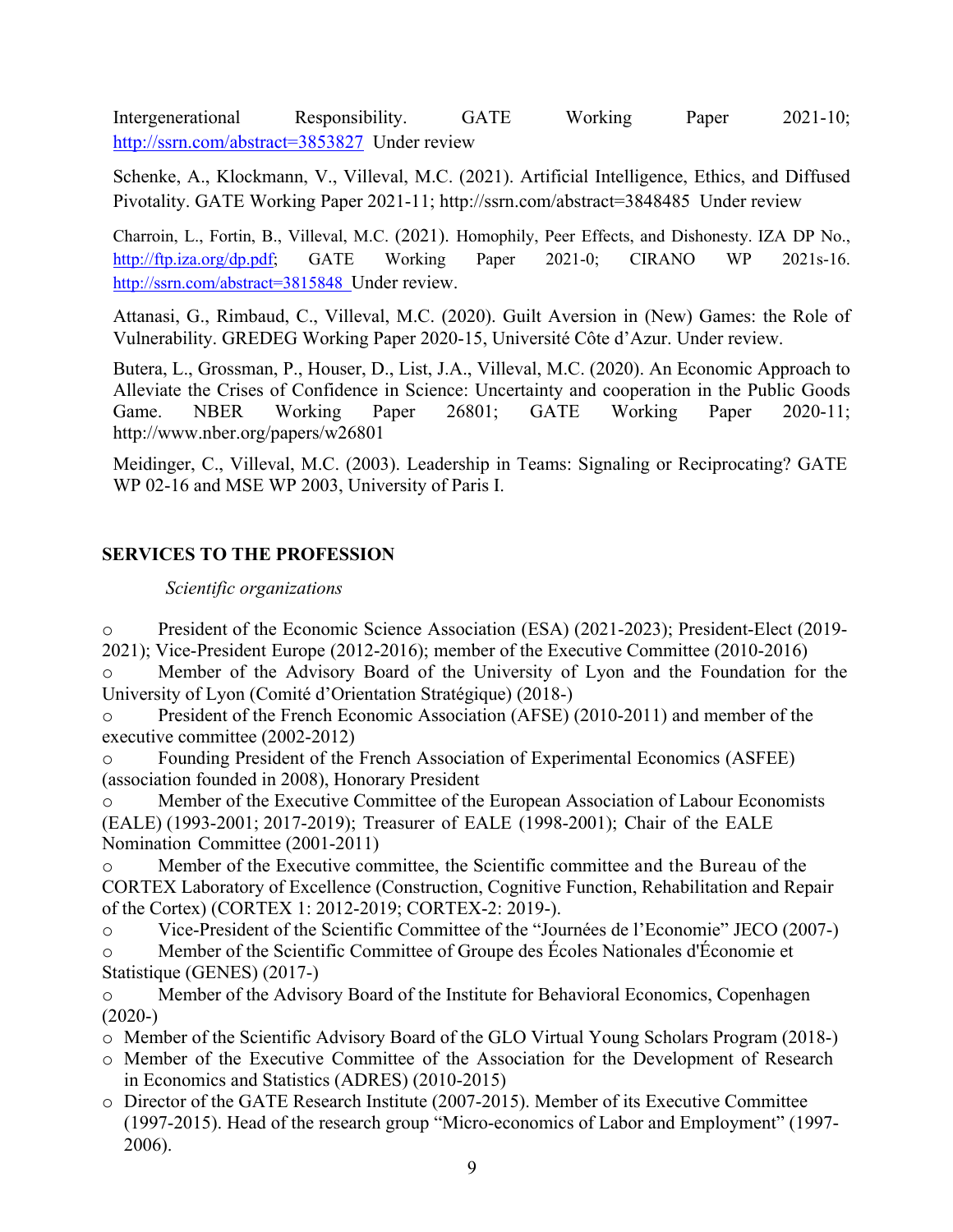Intergenerational Responsibility. GATE Working Paper 2021-10; http://ssrn.com/abstract=3853827 Under review

Schenke, A., Klockmann, V., Villeval, M.C. (2021). Artificial Intelligence, Ethics, and Diffused Pivotality. GATE Working Paper 2021-11; http://ssrn.com/abstract=3848485 Under review

Charroin, L., Fortin, B., Villeval, M.C. (2021). Homophily, Peer Effects, and Dishonesty. IZA DP No., http://ftp.iza.org/dp.pdf; GATE Working Paper 2021-0; CIRANO WP 2021s-16. http://ssrn.com/abstract=3815848 Under review.

Attanasi, G., Rimbaud, C., Villeval, M.C. (2020). Guilt Aversion in (New) Games: the Role of Vulnerability. GREDEG Working Paper 2020-15, Université Côte d'Azur. Under review.

Butera, L., Grossman, P., Houser, D., List, J.A., Villeval, M.C. (2020). An Economic Approach to Alleviate the Crises of Confidence in Science: Uncertainty and cooperation in the Public Goods Game. NBER Working Paper 26801; GATE Working Paper 2020-11; http://www.nber.org/papers/w26801

Meidinger, C., Villeval, M.C. (2003). Leadership in Teams: Signaling or Reciprocating? GATE WP 02-16 and MSE WP 2003, University of Paris I.

## SERVICES TO THE PROFESSION

*Scientific organizations*

- President of the Economic Science Association (ESA) (2021-2023); President-Elect (2019-2021); Vice-President Europe (2012-2016); member of the Executive Committee (2010-2016)
- Member of the Advisory Board of the University of Lyon and the Foundation for the University of Lyon (Comité d'Orientation Stratégique) (2018-)
- President of the French Economic Association (AFSE) (2010-2011) and member of the executive committee (2002-2012)
- Founding President of the French Association of Experimental Economics (ASFEE) (association founded in 2008), Honorary President
- Member of the Executive Committee of the European Association of Labour Economists (EALE) (1993-2001; 2017-2019); Treasurer of EALE (1998-2001); Chair of the EALE Nomination Committee (2001-2011)
- Member of the Executive committee, the Scientific committee and the Bureau of the CORTEX Laboratory of Excellence (Construction, Cognitive Function, Rehabilitation and Repair of the Cortex) (CORTEX 1: 2012-2019; CORTEX-2: 2019-).
- Vice-President of the Scientific Committee of the "Journées de l'Economie" JECO (2007-)
- Member of the Scientific Committee of Groupe des Écoles Nationales d'Économie et Statistique (GENES) (2017-)
- Member of the Advisory Board of the Institute for Behavioral Economics, Copenhagen (2020-)
- Member of the Scientific Advisory Board of the GLO Virtual Young Scholars Program (2018-)
- Member of the Executive Committee of the Association for the Development of Research in Economics and Statistics (ADRES) (2010-2015)
- Director of the GATE Research Institute (2007-2015). Member of its Executive Committee (1997-2015). Head of the research group "Micro-economics of Labor and Employment" (1997-2006).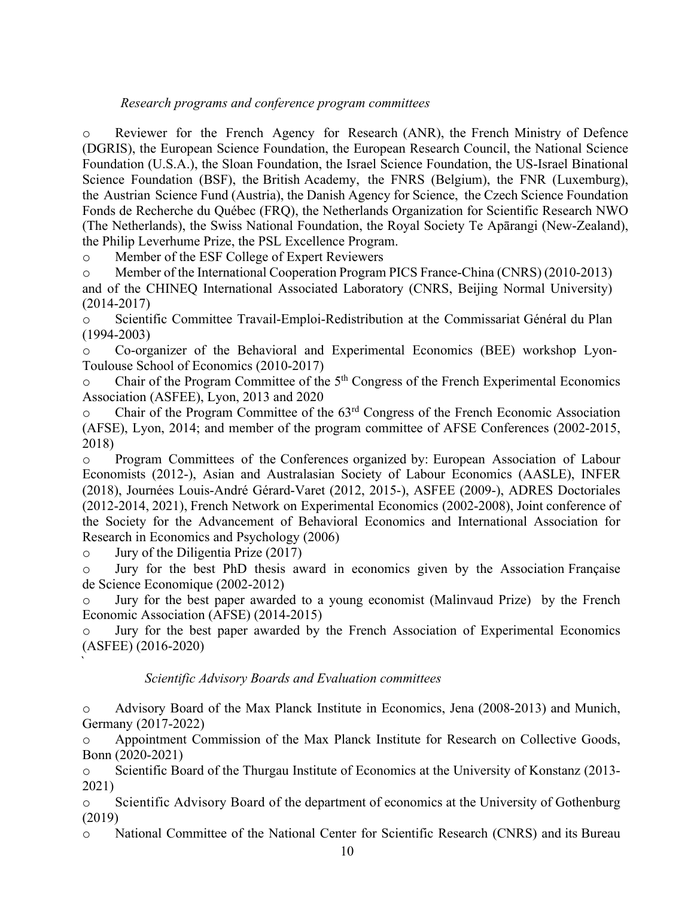*Research programs and conference program committees*

- Reviewer for the French Agency for Research (ANR), the French Ministry of Defence (DGRIS), the European Science Foundation, the European Research Council, the National Science Foundation (U.S.A.), the Sloan Foundation, the Israel Science Foundation, the US-Israel Binational Science Foundation (BSF), the British Academy, the FNRS (Belgium), the FNR (Luxemburg), the Austrian Science Fund (Austria), the Danish Agency for Science, the Czech Science Foundation Fonds de Recherche du Québec (FRQ), the Netherlands Organization for Scientific Research NWO (The Netherlands), the Swiss National Foundation, the Royal Society Te Apārangi (New-Zealand), the Philip Leverhume Prize, the PSL Excellence Program.
- Member of the ESF College of Expert Reviewers
- Member of the International Cooperation Program PICS France-China (CNRS) (2010-2013) and of the CHINEQ International Associated Laboratory (CNRS, Beijing Normal University) (2014-2017)
- Scientific Committee Travail-Emploi-Redistribution at the Commissariat Général du Plan (1994-2003)
- Co-organizer of the Behavioral and Experimental Economics (BEE) workshop Lyon-Toulouse School of Economics (2010-2017)
- Chair of the Program Committee of the 5th Congress of the French Experimental Economics Association (ASFEE), Lyon, 2013 and 2020
- Chair of the Program Committee of the 63rd Congress of the French Economic Association (AFSE), Lyon, 2014; and member of the program committee of AFSE Conferences (2002-2015, 2018)
- Program Committees of the Conferences organized by: European Association of Labour Economists (2012-), Asian and Australasian Society of Labour Economics (AASLE), INFER (2018), Journées Louis-André Gérard-Varet (2012, 2015-), ASFEE (2009-), ADRES Doctoriales (2012-2014, 2021), French Network on Experimental Economics (2002-2008), Joint conference of the Society for the Advancement of Behavioral Economics and International Association for Research in Economics and Psychology (2006)
- Jury of the Diligentia Prize (2017)
- Jury for the best PhD thesis award in economics given by the Association Française de Science Economique (2002-2012)
- Jury for the best paper awarded to a young economist (Malinvaud Prize) by the French Economic Association (AFSE) (2014-2015)
- Jury for the best paper awarded by the French Association of Experimental Economics (ASFEE) (2016-2020)

*Scientific Advisory Boards and Evaluation committees*

- Advisory Board of the Max Planck Institute in Economics, Jena (2008-2013) and Munich, Germany (2017-2022)
- Appointment Commission of the Max Planck Institute for Research on Collective Goods, Bonn (2020-2021)
- Scientific Board of the Thurgau Institute of Economics at the University of Konstanz (2013-2021)
- Scientific Advisory Board of the department of economics at the University of Gothenburg (2019)
- National Committee of the National Center for Scientific Research (CNRS) and its Bureau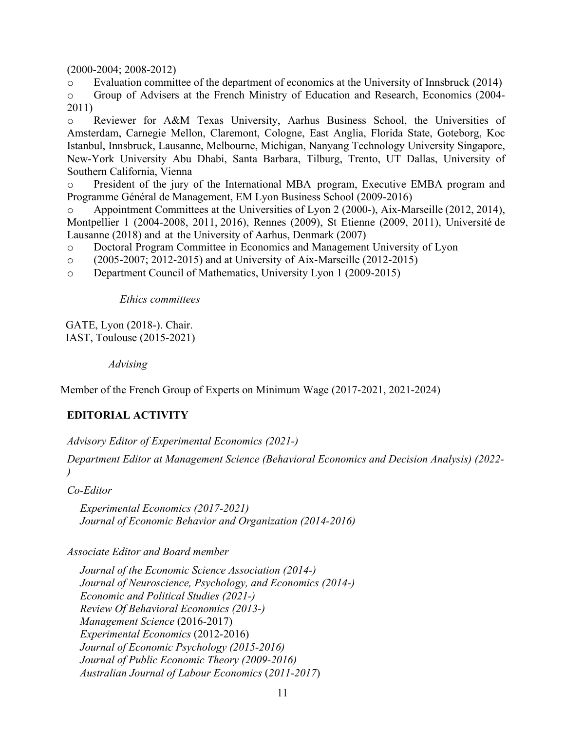(2000-2004; 2008-2012)

- Evaluation committee of the department of economics at the University of Innsbruck (2014)
- Group of Advisers at the French Ministry of Education and Research, Economics (2004-2011)
- Reviewer for A&M Texas University, Aarhus Business School, the Universities of Amsterdam, Carnegie Mellon, Claremont, Cologne, East Anglia, Florida State, Goteborg, Koc Istanbul, Innsbruck, Lausanne, Melbourne, Michigan, Nanyang Technology University Singapore, New-York University Abu Dhabi, Santa Barbara, Tilburg, Trento, UT Dallas, University of Southern California, Vienna
- President of the jury of the International MBA program, Executive EMBA program and Programme Général de Management, EM Lyon Business School (2009-2016)
- Appointment Committees at the Universities of Lyon 2 (2000-), Aix-Marseille (2012, 2014), Montpellier 1 (2004-2008, 2011, 2016), Rennes (2009), St Etienne (2009, 2011), Université de Lausanne (2018) and at the University of Aarhus, Denmark (2007)
- Doctoral Program Committee in Economics and Management University of Lyon
- (2005-2007; 2012-2015) and at University of Aix-Marseille (2012-2015)
- Department Council of Mathematics, University Lyon 1 (2009-2015)

*Ethics committees*

GATE, Lyon (2018-). Chair.
IAST, Toulouse (2015-2021)

*Advising*

Member of the French Group of Experts on Minimum Wage (2017-2021, 2021-2024)

## EDITORIAL ACTIVITY

*Advisory Editor of Experimental Economics (2021-)*

*Department Editor at Management Science (Behavioral Economics and Decision Analysis) (2022-)*

*Co-Editor*

*Experimental Economics (2017-2021)*
*Journal of Economic Behavior and Organization (2014-2016)*

*Associate Editor and Board member*

*Journal of the Economic Science Association (2014-)*
*Journal of Neuroscience, Psychology, and Economics (2014-)*
*Economic and Political Studies (2021-)*
*Review Of Behavioral Economics (2013-)*
*Management Science* (2016-2017)
*Experimental Economics* (2012-2016)
*Journal of Economic Psychology (2015-2016)*
*Journal of Public Economic Theory (2009-2016)*
*Australian Journal of Labour Economics* (*2011-2017*)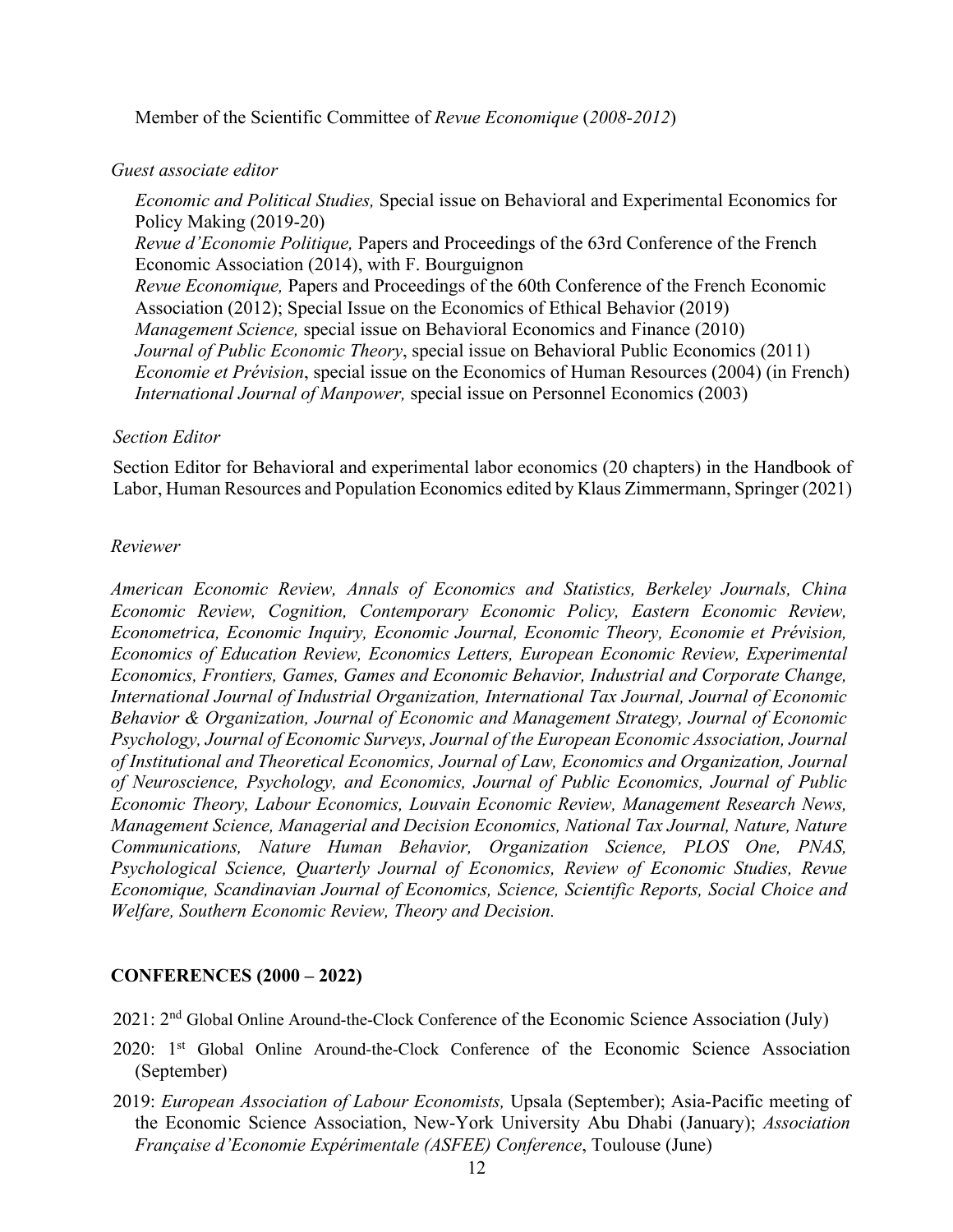Member of the Scientific Committee of *Revue Economique* (*2008-2012*)

*Guest associate editor*

*Economic and Political Studies,* Special issue on Behavioral and Experimental Economics for Policy Making (2019-20)
*Revue d'Economie Politique,* Papers and Proceedings of the 63rd Conference of the French Economic Association (2014), with F. Bourguignon
*Revue Economique,* Papers and Proceedings of the 60th Conference of the French Economic Association (2012); Special Issue on the Economics of Ethical Behavior (2019)
*Management Science,* special issue on Behavioral Economics and Finance (2010)
*Journal of Public Economic Theory*, special issue on Behavioral Public Economics (2011)
*Economie et Prévision*, special issue on the Economics of Human Resources (2004) (in French)
*International Journal of Manpower,* special issue on Personnel Economics (2003)

*Section Editor*

Section Editor for Behavioral and experimental labor economics (20 chapters) in the Handbook of Labor, Human Resources and Population Economics edited by Klaus Zimmermann, Springer (2021)

*Reviewer*

*American Economic Review, Annals of Economics and Statistics, Berkeley Journals, China Economic Review, Cognition, Contemporary Economic Policy, Eastern Economic Review, Econometrica, Economic Inquiry, Economic Journal, Economic Theory, Economie et Prévision, Economics of Education Review, Economics Letters, European Economic Review, Experimental Economics, Frontiers, Games, Games and Economic Behavior, Industrial and Corporate Change, International Journal of Industrial Organization, International Tax Journal, Journal of Economic Behavior & Organization, Journal of Economic and Management Strategy, Journal of Economic Psychology, Journal of Economic Surveys, Journal of the European Economic Association, Journal of Institutional and Theoretical Economics, Journal of Law, Economics and Organization, Journal of Neuroscience, Psychology, and Economics, Journal of Public Economics, Journal of Public Economic Theory, Labour Economics, Louvain Economic Review, Management Research News, Management Science, Managerial and Decision Economics, National Tax Journal, Nature, Nature Communications, Nature Human Behavior, Organization Science, PLOS One, PNAS, Psychological Science, Quarterly Journal of Economics, Review of Economic Studies, Revue Economique, Scandinavian Journal of Economics, Science, Scientific Reports, Social Choice and Welfare, Southern Economic Review, Theory and Decision.*

## CONFERENCES (2000 – 2022)

2021: 2nd Global Online Around-the-Clock Conference of the Economic Science Association (July)

2020: 1st Global Online Around-the-Clock Conference of the Economic Science Association (September)

2019: *European Association of Labour Economists,* Upsala (September); Asia-Pacific meeting of the Economic Science Association, New-York University Abu Dhabi (January); *Association Française d'Economie Expérimentale (ASFEE) Conference*, Toulouse (June)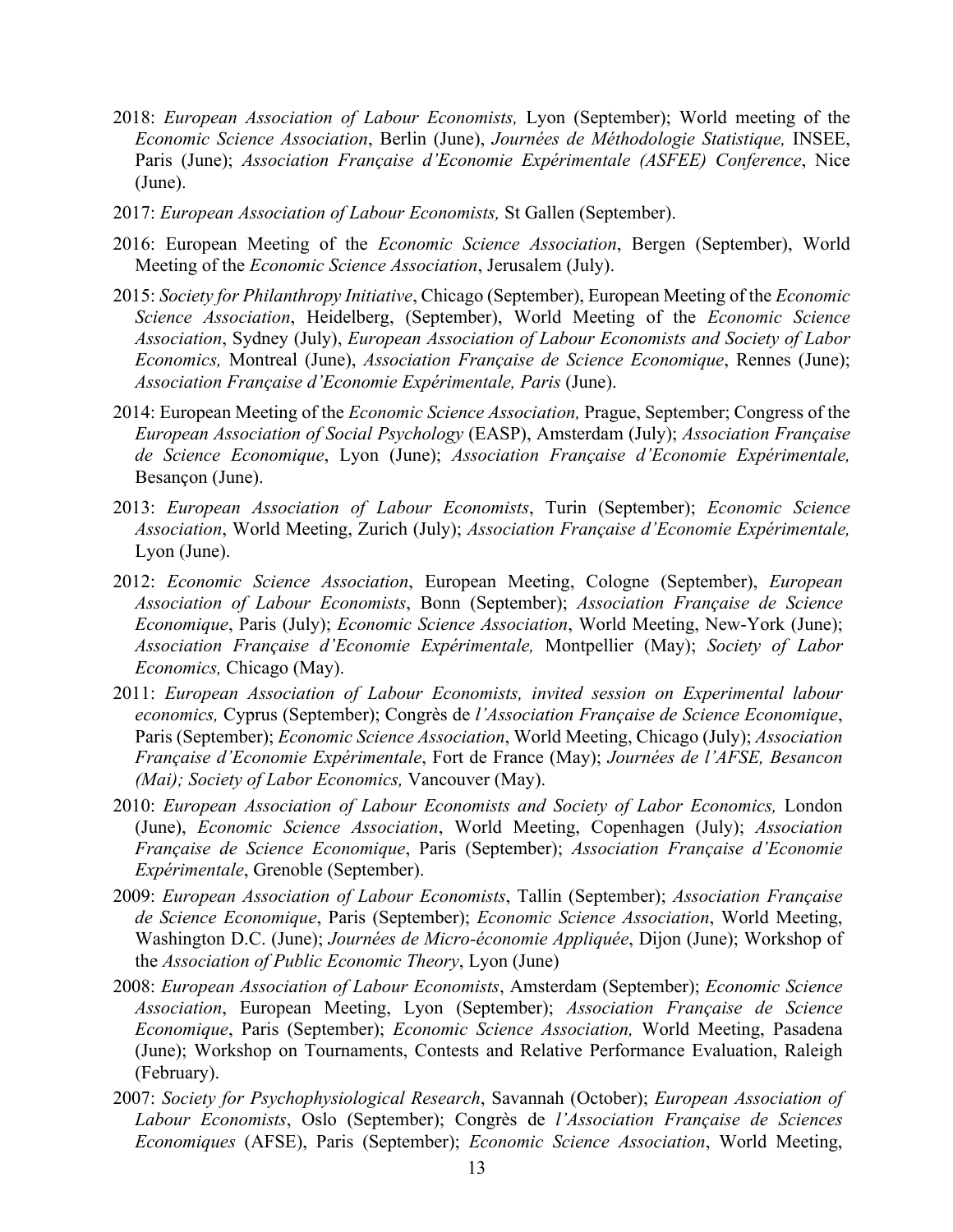- 2018: *European Association of Labour Economists,* Lyon (September); World meeting of the *Economic Science Association*, Berlin (June), *Journées de Méthodologie Statistique,* INSEE, Paris (June); *Association Française d'Economie Expérimentale (ASFEE) Conference*, Nice (June).
- 2017: *European Association of Labour Economists,* St Gallen (September).
- 2016: European Meeting of the *Economic Science Association*, Bergen (September), World Meeting of the *Economic Science Association*, Jerusalem (July).
- 2015: *Society for Philanthropy Initiative*, Chicago (September), European Meeting of the *Economic Science Association*, Heidelberg, (September), World Meeting of the *Economic Science Association*, Sydney (July), *European Association of Labour Economists and Society of Labor Economics,* Montreal (June), *Association Française de Science Economique*, Rennes (June); *Association Française d'Economie Expérimentale, Paris* (June).
- 2014: European Meeting of the *Economic Science Association,* Prague, September; Congress of the *European Association of Social Psychology* (EASP), Amsterdam (July); *Association Française de Science Economique*, Lyon (June); *Association Française d'Economie Expérimentale,* Besançon (June).
- 2013: *European Association of Labour Economists*, Turin (September); *Economic Science Association*, World Meeting, Zurich (July); *Association Française d'Economie Expérimentale,* Lyon (June).
- 2012: *Economic Science Association*, European Meeting, Cologne (September), *European Association of Labour Economists*, Bonn (September); *Association Française de Science Economique*, Paris (July); *Economic Science Association*, World Meeting, New-York (June); *Association Française d'Economie Expérimentale,* Montpellier (May); *Society of Labor Economics,* Chicago (May).
- 2011: *European Association of Labour Economists, invited session on Experimental labour economics,* Cyprus (September); Congrès de *l'Association Française de Science Economique*, Paris (September); *Economic Science Association*, World Meeting, Chicago (July); *Association Française d'Economie Expérimentale*, Fort de France (May); *Journées de l'AFSE, Besancon (Mai); Society of Labor Economics,* Vancouver (May).
- 2010: *European Association of Labour Economists and Society of Labor Economics,* London (June), *Economic Science Association*, World Meeting, Copenhagen (July); *Association Française de Science Economique*, Paris (September); *Association Française d'Economie Expérimentale*, Grenoble (September).
- 2009: *European Association of Labour Economists*, Tallin (September); *Association Française de Science Economique*, Paris (September); *Economic Science Association*, World Meeting, Washington D.C. (June); *Journées de Micro-économie Appliquée*, Dijon (June); Workshop of the *Association of Public Economic Theory*, Lyon (June)
- 2008: *European Association of Labour Economists*, Amsterdam (September); *Economic Science Association*, European Meeting, Lyon (September); *Association Française de Science Economique*, Paris (September); *Economic Science Association,* World Meeting, Pasadena (June); Workshop on Tournaments, Contests and Relative Performance Evaluation, Raleigh (February).
- 2007: *Society for Psychophysiological Research*, Savannah (October); *European Association of Labour Economists*, Oslo (September); Congrès de *l'Association Française de Sciences Economiques* (AFSE), Paris (September); *Economic Science Association*, World Meeting,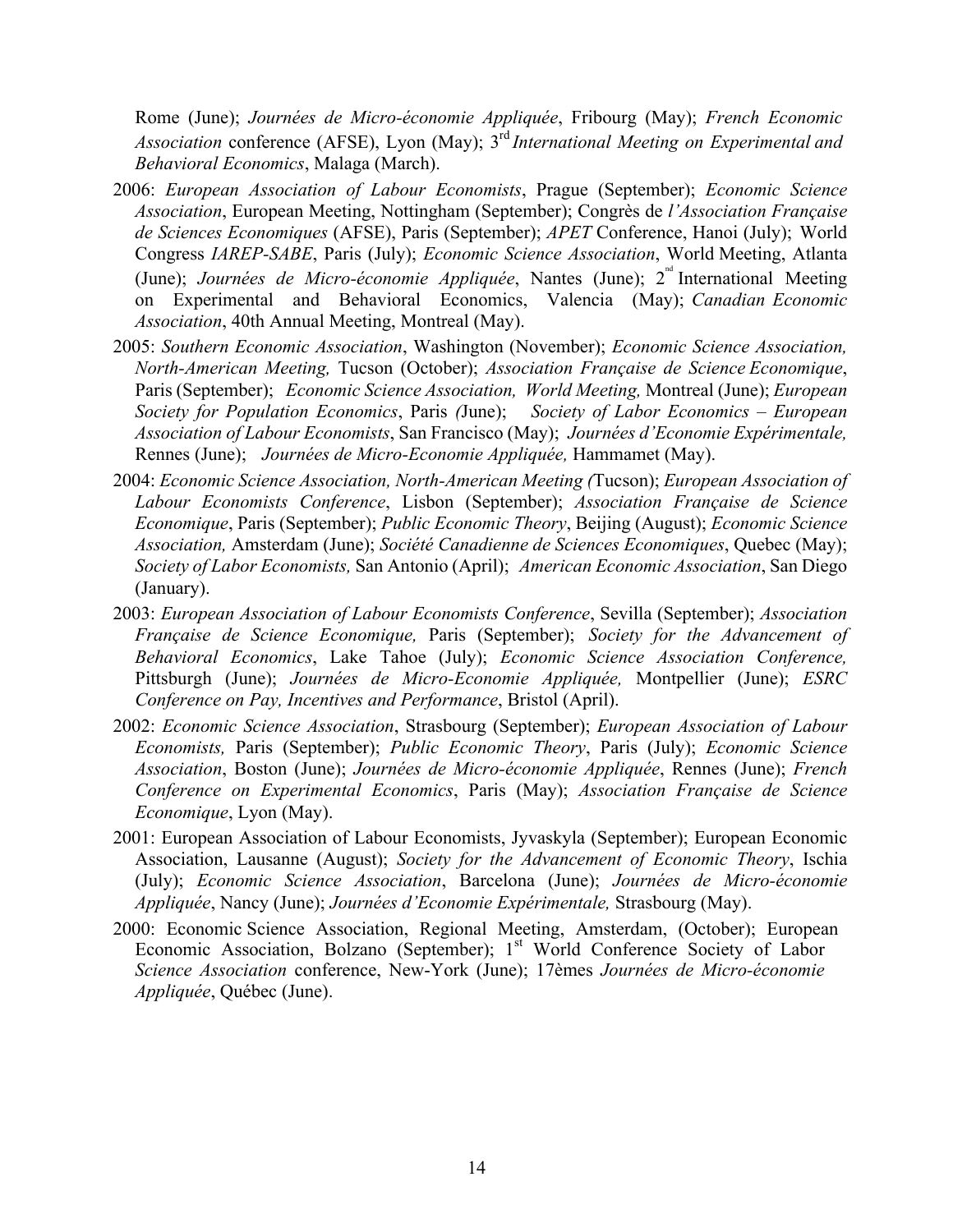Rome (June); *Journées de Micro-économie Appliquée*, Fribourg (May); *French Economic Association* conference (AFSE), Lyon (May); 3rd *International Meeting on Experimental and Behavioral Economics*, Malaga (March).

2006: *European Association of Labour Economists*, Prague (September); *Economic Science Association*, European Meeting, Nottingham (September); Congrès de *l'Association Française de Sciences Economiques* (AFSE), Paris (September); *APET* Conference, Hanoi (July); World Congress *IAREP-SABE*, Paris (July); *Economic Science Association*, World Meeting, Atlanta (June); *Journées de Micro-économie Appliquée*, Nantes (June); 2nd International Meeting on Experimental and Behavioral Economics, Valencia (May); *Canadian Economic Association*, 40th Annual Meeting, Montreal (May).

2005: *Southern Economic Association*, Washington (November); *Economic Science Association, North-American Meeting,* Tucson (October); *Association Française de Science Economique*, Paris (September); *Economic Science Association, World Meeting,* Montreal (June); *European Society for Population Economics*, Paris *(*June); *Society of Labor Economics – European Association of Labour Economists*, San Francisco (May); *Journées d'Economie Expérimentale,* Rennes (June); *Journées de Micro-Economie Appliquée,* Hammamet (May).

2004: *Economic Science Association, North-American Meeting (*Tucson); *European Association of Labour Economists Conference*, Lisbon (September); *Association Française de Science Economique*, Paris (September); *Public Economic Theory*, Beijing (August); *Economic Science Association,* Amsterdam (June); *Société Canadienne de Sciences Economiques*, Quebec (May); *Society of Labor Economists,* San Antonio (April); *American Economic Association*, San Diego (January).

2003: *European Association of Labour Economists Conference*, Sevilla (September); *Association Française de Science Economique,* Paris (September); *Society for the Advancement of Behavioral Economics*, Lake Tahoe (July); *Economic Science Association Conference,* Pittsburgh (June); *Journées de Micro-Economie Appliquée,* Montpellier (June); *ESRC Conference on Pay, Incentives and Performance*, Bristol (April).

2002: *Economic Science Association*, Strasbourg (September); *European Association of Labour Economists,* Paris (September); *Public Economic Theory*, Paris (July); *Economic Science Association*, Boston (June); *Journées de Micro-économie Appliquée*, Rennes (June); *French Conference on Experimental Economics*, Paris (May); *Association Française de Science Economique*, Lyon (May).

2001: European Association of Labour Economists, Jyvaskyla (September); European Economic Association, Lausanne (August); *Society for the Advancement of Economic Theory*, Ischia (July); *Economic Science Association*, Barcelona (June); *Journées de Micro-économie Appliquée*, Nancy (June); *Journées d'Economie Expérimentale,* Strasbourg (May).

2000: Economic Science Association, Regional Meeting, Amsterdam, (October); European Economic Association, Bolzano (September); 1st World Conference Society of Labor *Science Association* conference, New-York (June); 17èmes *Journées de Micro-économie Appliquée*, Québec (June).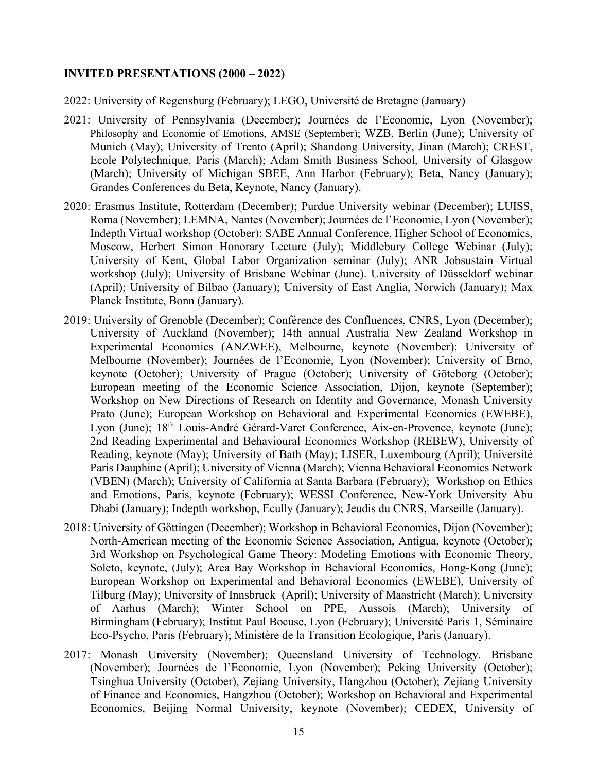**INVITED PRESENTATIONS (2000 – 2022)**

2022: University of Regensburg (February); LEGO, Université de Bretagne (January)

2021: University of Pennsylvania (December); Journées de l'Economie, Lyon (November); Philosophy and Economie of Emotions, AMSE (September); WZB, Berlin (June); University of Munich (May); University of Trento (April); Shandong University, Jinan (March); CREST, Ecole Polytechnique, Paris (March); Adam Smith Business School, University of Glasgow (March); University of Michigan SBEE, Ann Harbor (February); Beta, Nancy (January); Grandes Conferences du Beta, Keynote, Nancy (January).

2020: Erasmus Institute, Rotterdam (December); Purdue University webinar (December); LUISS, Roma (November); LEMNA, Nantes (November); Journées de l'Economie, Lyon (November); Indepth Virtual workshop (October); SABE Annual Conference, Higher School of Economics, Moscow, Herbert Simon Honorary Lecture (July); Middlebury College Webinar (July); University of Kent, Global Labor Organization seminar (July); ANR Jobsustain Virtual workshop (July); University of Brisbane Webinar (June). University of Düsseldorf webinar (April); University of Bilbao (January); University of East Anglia, Norwich (January); Max Planck Institute, Bonn (January).

2019: University of Grenoble (December); Conférence des Confluences, CNRS, Lyon (December); University of Auckland (November); 14th annual Australia New Zealand Workshop in Experimental Economics (ANZWEE), Melbourne, keynote (November); University of Melbourne (November); Journées de l'Economie, Lyon (November); University of Brno, keynote (October); University of Prague (October); University of Göteborg (October); European meeting of the Economic Science Association, Dijon, keynote (September); Workshop on New Directions of Research on Identity and Governance, Monash University Prato (June); European Workshop on Behavioral and Experimental Economics (EWEBE), Lyon (June); 18th Louis-André Gérard-Varet Conference, Aix-en-Provence, keynote (June); 2nd Reading Experimental and Behavioural Economics Workshop (REBEW), University of Reading, keynote (May); University of Bath (May); LISER, Luxembourg (April); Université Paris Dauphine (April); University of Vienna (March); Vienna Behavioral Economics Network (VBEN) (March); University of California at Santa Barbara (February); Workshop on Ethics and Emotions, Paris, keynote (February); WESSI Conference, New-York University Abu Dhabi (January); Indepth workshop, Ecully (January); Jeudis du CNRS, Marseille (January).

2018: University of Göttingen (December); Workshop in Behavioral Economics, Dijon (November); North-American meeting of the Economic Science Association, Antigua, keynote (October); 3rd Workshop on Psychological Game Theory: Modeling Emotions with Economic Theory, Soleto, keynote, (July); Area Bay Workshop in Behavioral Economics, Hong-Kong (June); European Workshop on Experimental and Behavioral Economics (EWEBE), University of Tilburg (May); University of Innsbruck (April); University of Maastricht (March); University of Aarhus (March); Winter School on PPE, Aussois (March); University of Birmingham (February); Institut Paul Bocuse, Lyon (February); Université Paris 1, Séminaire Eco-Psycho, Paris (February); Ministère de la Transition Ecologique, Paris (January).

2017: Monash University (November); Queensland University of Technology. Brisbane (November); Journées de l'Economie, Lyon (November); Peking University (October); Tsinghua University (October), Zejiang University, Hangzhou (October); Zejiang University of Finance and Economics, Hangzhou (October); Workshop on Behavioral and Experimental Economics, Beijing Normal University, keynote (November); CEDEX, University of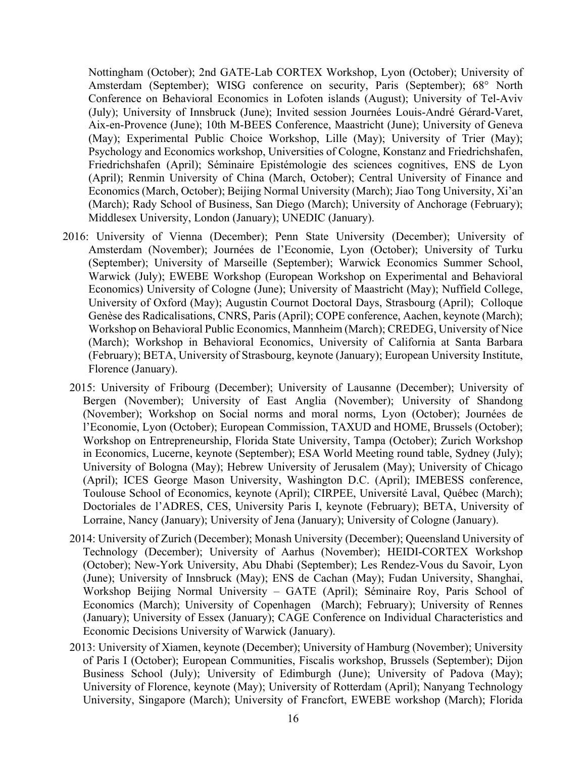Nottingham (October); 2nd GATE-Lab CORTEX Workshop, Lyon (October); University of Amsterdam (September); WISG conference on security, Paris (September); 68° North Conference on Behavioral Economics in Lofoten islands (August); University of Tel-Aviv (July); University of Innsbruck (June); Invited session Journées Louis-André Gérard-Varet, Aix-en-Provence (June); 10th M-BEES Conference, Maastricht (June); University of Geneva (May); Experimental Public Choice Workshop, Lille (May); University of Trier (May); Psychology and Economics workshop, Universities of Cologne, Konstanz and Friedrichshafen, Friedrichshafen (April); Séminaire Epistémologie des sciences cognitives, ENS de Lyon (April); Renmin University of China (March, October); Central University of Finance and Economics (March, October); Beijing Normal University (March); Jiao Tong University, Xi'an (March); Rady School of Business, San Diego (March); University of Anchorage (February); Middlesex University, London (January); UNEDIC (January).

2016: University of Vienna (December); Penn State University (December); University of Amsterdam (November); Journées de l'Economie, Lyon (October); University of Turku (September); University of Marseille (September); Warwick Economics Summer School, Warwick (July); EWEBE Workshop (European Workshop on Experimental and Behavioral Economics) University of Cologne (June); University of Maastricht (May); Nuffield College, University of Oxford (May); Augustin Cournot Doctoral Days, Strasbourg (April); Colloque Genèse des Radicalisations, CNRS, Paris (April); COPE conference, Aachen, keynote (March); Workshop on Behavioral Public Economics, Mannheim (March); CREDEG, University of Nice (March); Workshop in Behavioral Economics, University of California at Santa Barbara (February); BETA, University of Strasbourg, keynote (January); European University Institute, Florence (January).

2015: University of Fribourg (December); University of Lausanne (December); University of Bergen (November); University of East Anglia (November); University of Shandong (November); Workshop on Social norms and moral norms, Lyon (October); Journées de l'Economie, Lyon (October); European Commission, TAXUD and HOME, Brussels (October); Workshop on Entrepreneurship, Florida State University, Tampa (October); Zurich Workshop in Economics, Lucerne, keynote (September); ESA World Meeting round table, Sydney (July); University of Bologna (May); Hebrew University of Jerusalem (May); University of Chicago (April); ICES George Mason University, Washington D.C. (April); IMEBESS conference, Toulouse School of Economics, keynote (April); CIRPEE, Université Laval, Québec (March); Doctoriales de l'ADRES, CES, University Paris I, keynote (February); BETA, University of Lorraine, Nancy (January); University of Jena (January); University of Cologne (January).

2014: University of Zurich (December); Monash University (December); Queensland University of Technology (December); University of Aarhus (November); HEIDI-CORTEX Workshop (October); New-York University, Abu Dhabi (September); Les Rendez-Vous du Savoir, Lyon (June); University of Innsbruck (May); ENS de Cachan (May); Fudan University, Shanghai, Workshop Beijing Normal University – GATE (April); Séminaire Roy, Paris School of Economics (March); University of Copenhagen (March); February); University of Rennes (January); University of Essex (January); CAGE Conference on Individual Characteristics and Economic Decisions University of Warwick (January).

2013: University of Xiamen, keynote (December); University of Hamburg (November); University of Paris I (October); European Communities, Fiscalis workshop, Brussels (September); Dijon Business School (July); University of Edimburgh (June); University of Padova (May); University of Florence, keynote (May); University of Rotterdam (April); Nanyang Technology University, Singapore (March); University of Francfort, EWEBE workshop (March); Florida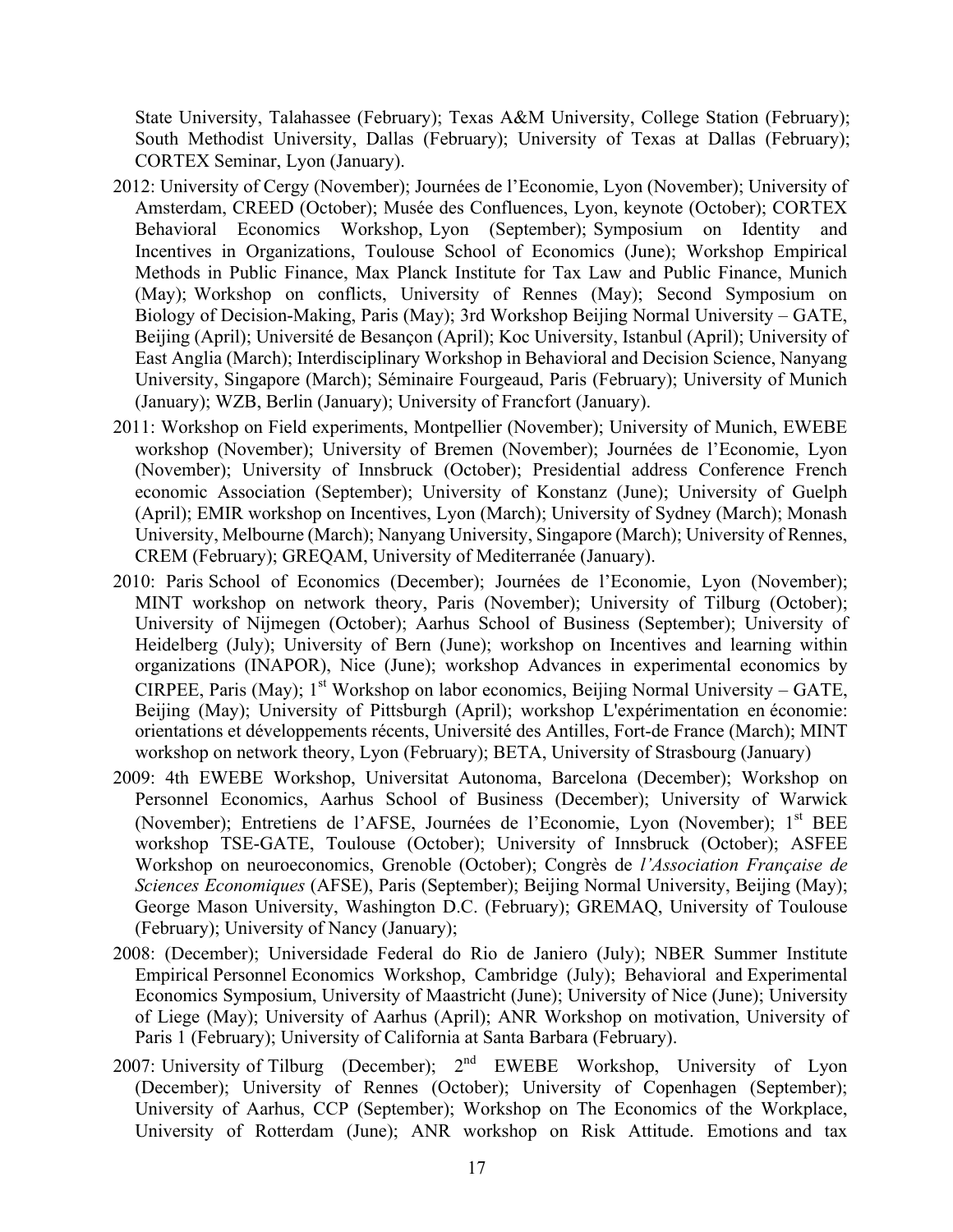State University, Talahassee (February); Texas A&M University, College Station (February); South Methodist University, Dallas (February); University of Texas at Dallas (February); CORTEX Seminar, Lyon (January).

2012: University of Cergy (November); Journées de l'Economie, Lyon (November); University of Amsterdam, CREED (October); Musée des Confluences, Lyon, keynote (October); CORTEX Behavioral Economics Workshop, Lyon (September); Symposium on Identity and Incentives in Organizations, Toulouse School of Economics (June); Workshop Empirical Methods in Public Finance, Max Planck Institute for Tax Law and Public Finance, Munich (May); Workshop on conflicts, University of Rennes (May); Second Symposium on Biology of Decision-Making, Paris (May); 3rd Workshop Beijing Normal University – GATE, Beijing (April); Université de Besançon (April); Koc University, Istanbul (April); University of East Anglia (March); Interdisciplinary Workshop in Behavioral and Decision Science, Nanyang University, Singapore (March); Séminaire Fourgeaud, Paris (February); University of Munich (January); WZB, Berlin (January); University of Francfort (January).

2011: Workshop on Field experiments, Montpellier (November); University of Munich, EWEBE workshop (November); University of Bremen (November); Journées de l'Economie, Lyon (November); University of Innsbruck (October); Presidential address Conference French economic Association (September); University of Konstanz (June); University of Guelph (April); EMIR workshop on Incentives, Lyon (March); University of Sydney (March); Monash University, Melbourne (March); Nanyang University, Singapore (March); University of Rennes, CREM (February); GREQAM, University of Mediterranée (January).

2010: Paris School of Economics (December); Journées de l'Economie, Lyon (November); MINT workshop on network theory, Paris (November); University of Tilburg (October); University of Nijmegen (October); Aarhus School of Business (September); University of Heidelberg (July); University of Bern (June); workshop on Incentives and learning within organizations (INAPOR), Nice (June); workshop Advances in experimental economics by CIRPEE, Paris (May); 1st Workshop on labor economics, Beijing Normal University – GATE, Beijing (May); University of Pittsburgh (April); workshop L'expérimentation en économie: orientations et développements récents, Université des Antilles, Fort-de France (March); MINT workshop on network theory, Lyon (February); BETA, University of Strasbourg (January)

2009: 4th EWEBE Workshop, Universitat Autonoma, Barcelona (December); Workshop on Personnel Economics, Aarhus School of Business (December); University of Warwick (November); Entretiens de l'AFSE, Journées de l'Economie, Lyon (November); 1st BEE workshop TSE-GATE, Toulouse (October); University of Innsbruck (October); ASFEE Workshop on neuroeconomics, Grenoble (October); Congrès de *l'Association Française de Sciences Economiques* (AFSE), Paris (September); Beijing Normal University, Beijing (May); George Mason University, Washington D.C. (February); GREMAQ, University of Toulouse (February); University of Nancy (January);

2008: (December); Universidade Federal do Rio de Janiero (July); NBER Summer Institute Empirical Personnel Economics Workshop, Cambridge (July); Behavioral and Experimental Economics Symposium, University of Maastricht (June); University of Nice (June); University of Liege (May); University of Aarhus (April); ANR Workshop on motivation, University of Paris 1 (February); University of California at Santa Barbara (February).

2007: University of Tilburg (December); 2nd EWEBE Workshop, University of Lyon (December); University of Rennes (October); University of Copenhagen (September); University of Aarhus, CCP (September); Workshop on The Economics of the Workplace, University of Rotterdam (June); ANR workshop on Risk Attitude. Emotions and tax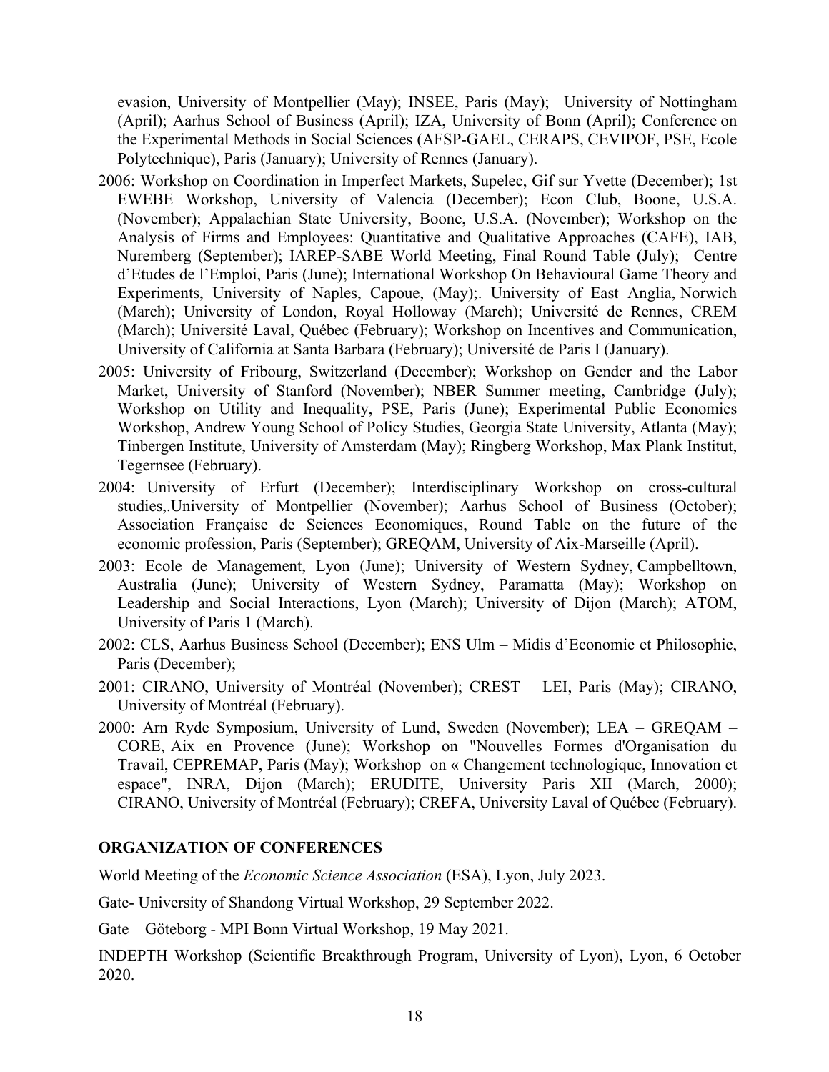evasion, University of Montpellier (May); INSEE, Paris (May); University of Nottingham (April); Aarhus School of Business (April); IZA, University of Bonn (April); Conference on the Experimental Methods in Social Sciences (AFSP-GAEL, CERAPS, CEVIPOF, PSE, Ecole Polytechnique), Paris (January); University of Rennes (January).

2006: Workshop on Coordination in Imperfect Markets, Supelec, Gif sur Yvette (December); 1st EWEBE Workshop, University of Valencia (December); Econ Club, Boone, U.S.A. (November); Appalachian State University, Boone, U.S.A. (November); Workshop on the Analysis of Firms and Employees: Quantitative and Qualitative Approaches (CAFE), IAB, Nuremberg (September); IAREP-SABE World Meeting, Final Round Table (July); Centre d'Etudes de l'Emploi, Paris (June); International Workshop On Behavioural Game Theory and Experiments, University of Naples, Capoue, (May);. University of East Anglia, Norwich (March); University of London, Royal Holloway (March); Université de Rennes, CREM (March); Université Laval, Québec (February); Workshop on Incentives and Communication, University of California at Santa Barbara (February); Université de Paris I (January).

2005: University of Fribourg, Switzerland (December); Workshop on Gender and the Labor Market, University of Stanford (November); NBER Summer meeting, Cambridge (July); Workshop on Utility and Inequality, PSE, Paris (June); Experimental Public Economics Workshop, Andrew Young School of Policy Studies, Georgia State University, Atlanta (May); Tinbergen Institute, University of Amsterdam (May); Ringberg Workshop, Max Plank Institut, Tegernsee (February).

2004: University of Erfurt (December); Interdisciplinary Workshop on cross-cultural studies,.University of Montpellier (November); Aarhus School of Business (October); Association Française de Sciences Economiques, Round Table on the future of the economic profession, Paris (September); GREQAM, University of Aix-Marseille (April).

2003: Ecole de Management, Lyon (June); University of Western Sydney, Campbelltown, Australia (June); University of Western Sydney, Paramatta (May); Workshop on Leadership and Social Interactions, Lyon (March); University of Dijon (March); ATOM, University of Paris 1 (March).

2002: CLS, Aarhus Business School (December); ENS Ulm – Midis d'Economie et Philosophie, Paris (December);

2001: CIRANO, University of Montréal (November); CREST – LEI, Paris (May); CIRANO, University of Montréal (February).

2000: Arn Ryde Symposium, University of Lund, Sweden (November); LEA – GREQAM – CORE, Aix en Provence (June); Workshop on "Nouvelles Formes d'Organisation du Travail, CEPREMAP, Paris (May); Workshop on « Changement technologique, Innovation et espace", INRA, Dijon (March); ERUDITE, University Paris XII (March, 2000); CIRANO, University of Montréal (February); CREFA, University Laval of Québec (February).

**ORGANIZATION OF CONFERENCES**

World Meeting of the *Economic Science Association* (ESA), Lyon, July 2023.

Gate- University of Shandong Virtual Workshop, 29 September 2022.

Gate – Göteborg - MPI Bonn Virtual Workshop, 19 May 2021.

INDEPTH Workshop (Scientific Breakthrough Program, University of Lyon), Lyon, 6 October 2020.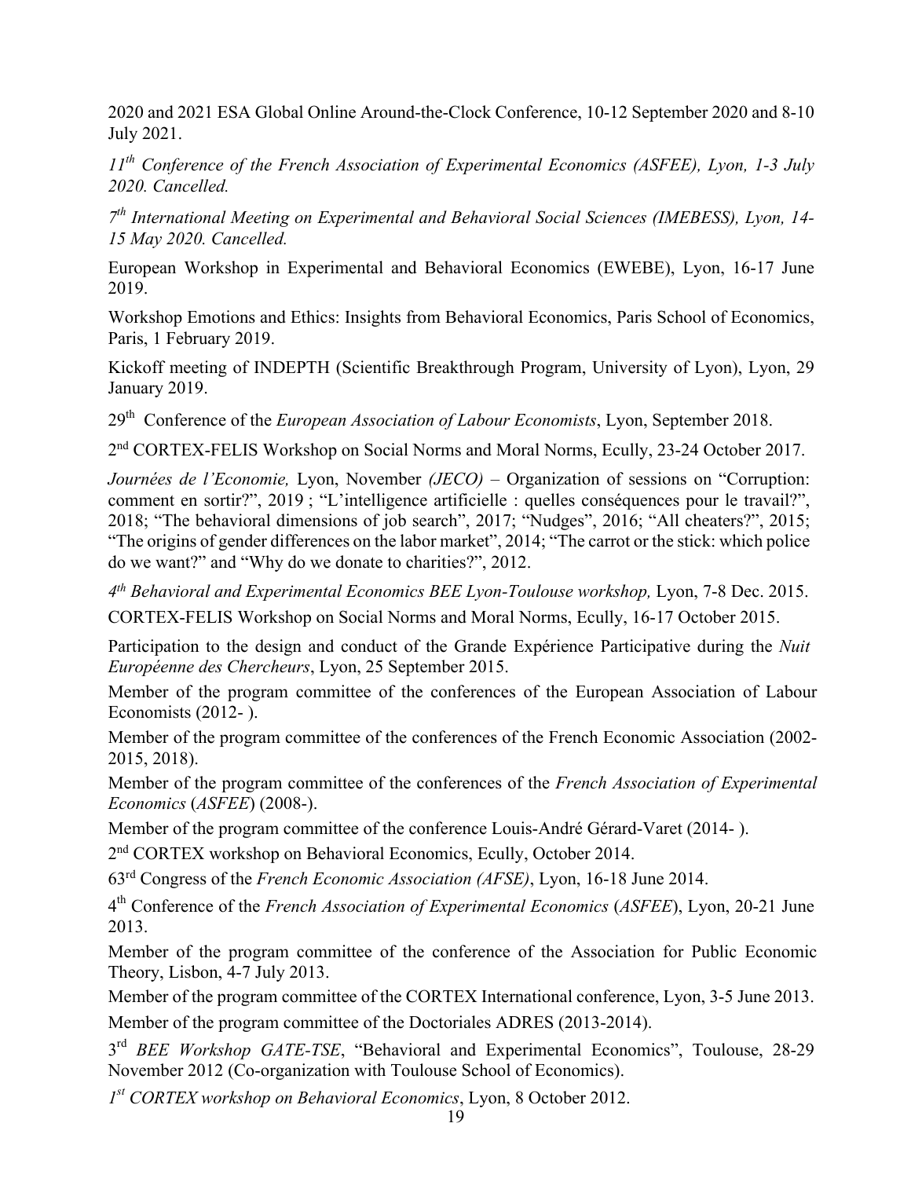2020 and 2021 ESA Global Online Around-the-Clock Conference, 10-12 September 2020 and 8-10 July 2021.

*11th Conference of the French Association of Experimental Economics (ASFEE), Lyon, 1-3 July 2020. Cancelled.*

*7th International Meeting on Experimental and Behavioral Social Sciences (IMEBESS), Lyon, 14-15 May 2020. Cancelled.*

European Workshop in Experimental and Behavioral Economics (EWEBE), Lyon, 16-17 June 2019.

Workshop Emotions and Ethics: Insights from Behavioral Economics, Paris School of Economics, Paris, 1 February 2019.

Kickoff meeting of INDEPTH (Scientific Breakthrough Program, University of Lyon), Lyon, 29 January 2019.

29th Conference of the *European Association of Labour Economists*, Lyon, September 2018.

2nd CORTEX-FELIS Workshop on Social Norms and Moral Norms, Ecully, 23-24 October 2017.

*Journées de l'Economie,* Lyon, November *(JECO)* – Organization of sessions on "Corruption: comment en sortir?", 2019 ; "L'intelligence artificielle : quelles conséquences pour le travail?", 2018; "The behavioral dimensions of job search", 2017; "Nudges", 2016; "All cheaters?", 2015; "The origins of gender differences on the labor market", 2014; "The carrot or the stick: which police do we want?" and "Why do we donate to charities?", 2012.

*4th Behavioral and Experimental Economics BEE Lyon-Toulouse workshop,* Lyon, 7-8 Dec. 2015.

CORTEX-FELIS Workshop on Social Norms and Moral Norms, Ecully, 16-17 October 2015.

Participation to the design and conduct of the Grande Expérience Participative during the *Nuit Européenne des Chercheurs*, Lyon, 25 September 2015.

Member of the program committee of the conferences of the European Association of Labour Economists (2012- ).

Member of the program committee of the conferences of the French Economic Association (2002-2015, 2018).

Member of the program committee of the conferences of the *French Association of Experimental Economics* (*ASFEE*) (2008-).

Member of the program committee of the conference Louis-André Gérard-Varet (2014- ).

2nd CORTEX workshop on Behavioral Economics, Ecully, October 2014.

63rd Congress of the *French Economic Association (AFSE)*, Lyon, 16-18 June 2014.

4th Conference of the *French Association of Experimental Economics* (*ASFEE*), Lyon, 20-21 June 2013.

Member of the program committee of the conference of the Association for Public Economic Theory, Lisbon, 4-7 July 2013.

Member of the program committee of the CORTEX International conference, Lyon, 3-5 June 2013.

Member of the program committee of the Doctoriales ADRES (2013-2014).

3rd *BEE Workshop GATE-TSE*, "Behavioral and Experimental Economics", Toulouse, 28-29 November 2012 (Co-organization with Toulouse School of Economics).

*1st CORTEX workshop on Behavioral Economics*, Lyon, 8 October 2012.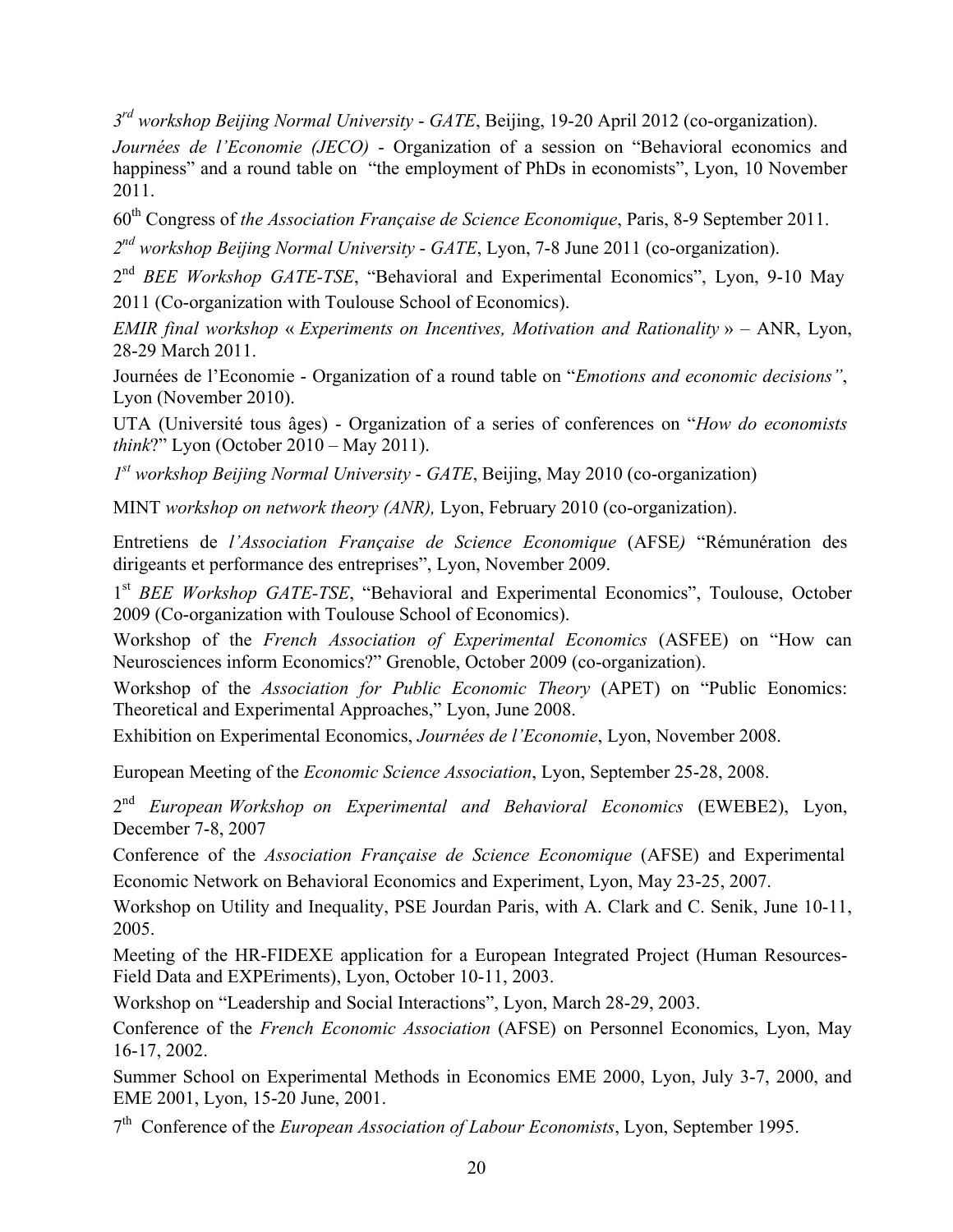*3rd workshop Beijing Normal University* - *GATE*, Beijing, 19-20 April 2012 (co-organization).

*Journées de l'Economie (JECO)* - Organization of a session on "Behavioral economics and happiness" and a round table on "the employment of PhDs in economists", Lyon, 10 November 2011.

60th Congress of *the Association Française de Science Economique*, Paris, 8-9 September 2011.

*2nd workshop Beijing Normal University* - *GATE*, Lyon, 7-8 June 2011 (co-organization).

2nd *BEE Workshop GATE-TSE*, "Behavioral and Experimental Economics", Lyon, 9-10 May 2011 (Co-organization with Toulouse School of Economics).

*EMIR final workshop* « *Experiments on Incentives, Motivation and Rationality* » – ANR, Lyon, 28-29 March 2011.

Journées de l'Economie - Organization of a round table on "*Emotions and economic decisions"*, Lyon (November 2010).

UTA (Université tous âges) - Organization of a series of conferences on "*How do economists think*?" Lyon (October 2010 – May 2011).

*1st workshop Beijing Normal University* - *GATE*, Beijing, May 2010 (co-organization)

MINT *workshop on network theory (ANR),* Lyon, February 2010 (co-organization).

Entretiens de *l'Association Française de Science Economique* (AFSE*)* "Rémunération des dirigeants et performance des entreprises", Lyon, November 2009.

1st *BEE Workshop GATE-TSE*, "Behavioral and Experimental Economics", Toulouse, October 2009 (Co-organization with Toulouse School of Economics).

Workshop of the *French Association of Experimental Economics* (ASFEE) on "How can Neurosciences inform Economics?" Grenoble, October 2009 (co-organization).

Workshop of the *Association for Public Economic Theory* (APET) on "Public Eonomics: Theoretical and Experimental Approaches," Lyon, June 2008.

Exhibition on Experimental Economics, *Journées de l'Economie*, Lyon, November 2008.

European Meeting of the *Economic Science Association*, Lyon, September 25-28, 2008.

2nd *European Workshop on Experimental and Behavioral Economics* (EWEBE2), Lyon, December 7-8, 2007

Conference of the *Association Française de Science Economique* (AFSE) and Experimental Economic Network on Behavioral Economics and Experiment, Lyon, May 23-25, 2007.

Workshop on Utility and Inequality, PSE Jourdan Paris, with A. Clark and C. Senik, June 10-11, 2005.

Meeting of the HR-FIDEXE application for a European Integrated Project (Human Resources-Field Data and EXPEriments), Lyon, October 10-11, 2003.

Workshop on "Leadership and Social Interactions", Lyon, March 28-29, 2003.

Conference of the *French Economic Association* (AFSE) on Personnel Economics, Lyon, May 16-17, 2002.

Summer School on Experimental Methods in Economics EME 2000, Lyon, July 3-7, 2000, and EME 2001, Lyon, 15-20 June, 2001.

7th Conference of the *European Association of Labour Economists*, Lyon, September 1995.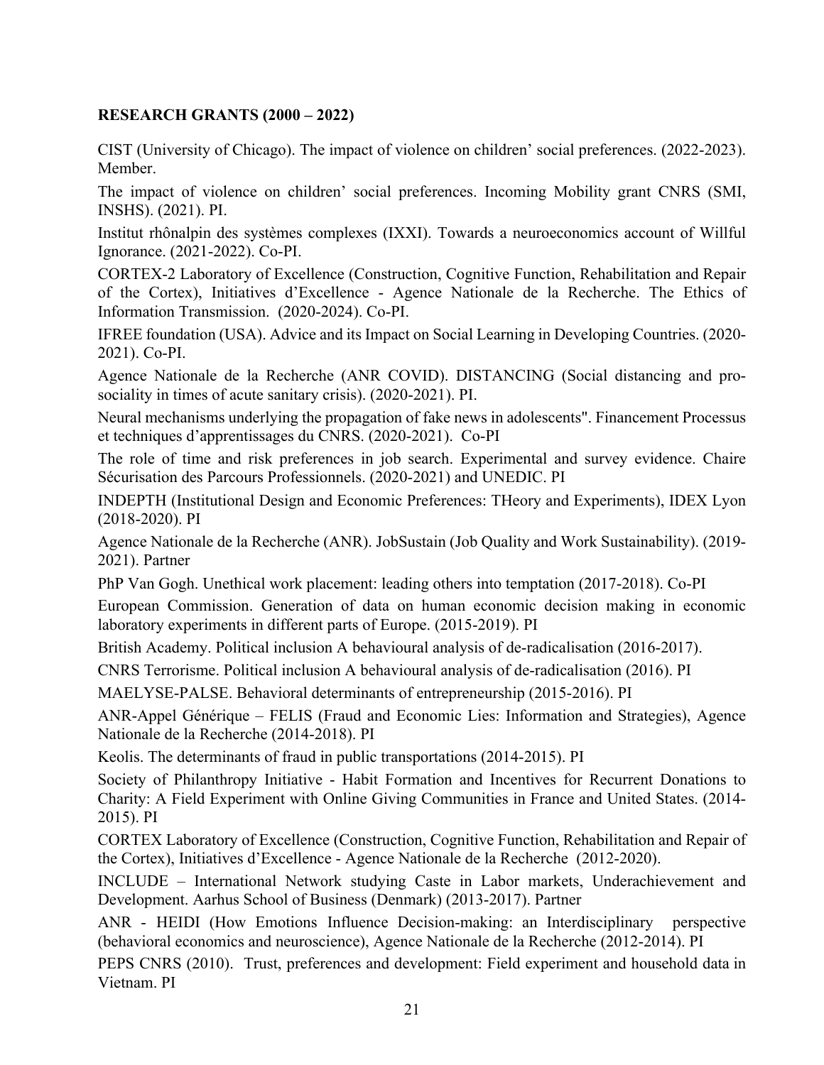**RESEARCH GRANTS (2000 – 2022)**

CIST (University of Chicago). The impact of violence on children' social preferences. (2022-2023). Member.

The impact of violence on children' social preferences. Incoming Mobility grant CNRS (SMI, INSHS). (2021). PI.

Institut rhônalpin des systèmes complexes (IXXI). Towards a neuroeconomics account of Willful Ignorance. (2021-2022). Co-PI.

CORTEX-2 Laboratory of Excellence (Construction, Cognitive Function, Rehabilitation and Repair of the Cortex), Initiatives d'Excellence - Agence Nationale de la Recherche. The Ethics of Information Transmission. (2020-2024). Co-PI.

IFREE foundation (USA). Advice and its Impact on Social Learning in Developing Countries. (2020-2021). Co-PI.

Agence Nationale de la Recherche (ANR COVID). DISTANCING (Social distancing and pro-sociality in times of acute sanitary crisis). (2020-2021). PI.

Neural mechanisms underlying the propagation of fake news in adolescents". Financement Processus et techniques d'apprentissages du CNRS. (2020-2021). Co-PI

The role of time and risk preferences in job search. Experimental and survey evidence. Chaire Sécurisation des Parcours Professionnels. (2020-2021) and UNEDIC. PI

INDEPTH (Institutional Design and Economic Preferences: THeory and Experiments), IDEX Lyon (2018-2020). PI

Agence Nationale de la Recherche (ANR). JobSustain (Job Quality and Work Sustainability). (2019-2021). Partner

PhP Van Gogh. Unethical work placement: leading others into temptation (2017-2018). Co-PI

European Commission. Generation of data on human economic decision making in economic laboratory experiments in different parts of Europe. (2015-2019). PI

British Academy. Political inclusion A behavioural analysis of de-radicalisation (2016-2017).

CNRS Terrorisme. Political inclusion A behavioural analysis of de-radicalisation (2016). PI

MAELYSE-PALSE. Behavioral determinants of entrepreneurship (2015-2016). PI

ANR-Appel Générique – FELIS (Fraud and Economic Lies: Information and Strategies), Agence Nationale de la Recherche (2014-2018). PI

Keolis. The determinants of fraud in public transportations (2014-2015). PI

Society of Philanthropy Initiative - Habit Formation and Incentives for Recurrent Donations to Charity: A Field Experiment with Online Giving Communities in France and United States. (2014-2015). PI

CORTEX Laboratory of Excellence (Construction, Cognitive Function, Rehabilitation and Repair of the Cortex), Initiatives d'Excellence - Agence Nationale de la Recherche (2012-2020).

INCLUDE – International Network studying Caste in Labor markets, Underachievement and Development. Aarhus School of Business (Denmark) (2013-2017). Partner

ANR - HEIDI (How Emotions Influence Decision-making: an Interdisciplinary perspective (behavioral economics and neuroscience), Agence Nationale de la Recherche (2012-2014). PI

PEPS CNRS (2010). Trust, preferences and development: Field experiment and household data in Vietnam. PI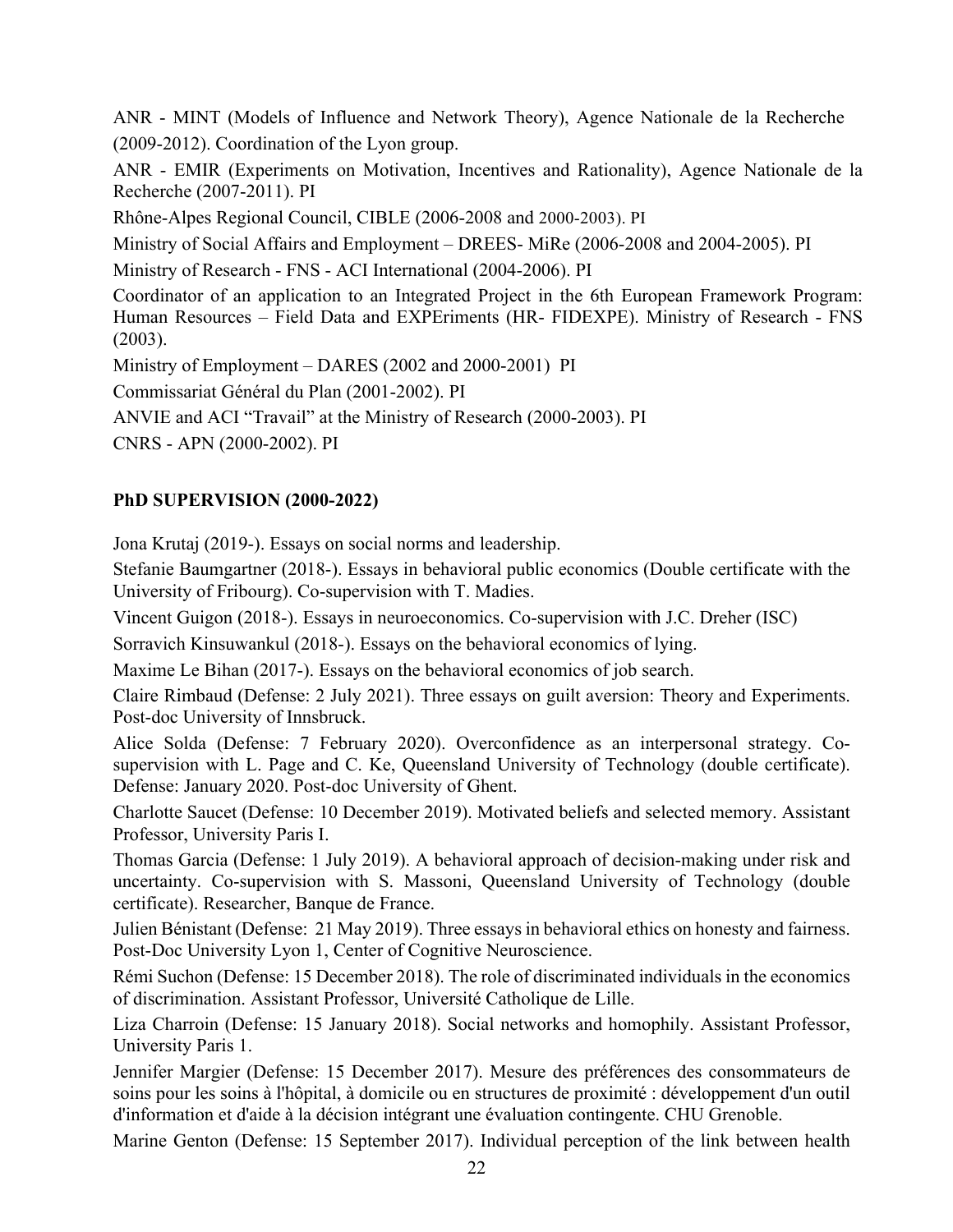ANR - MINT (Models of Influence and Network Theory), Agence Nationale de la Recherche (2009-2012). Coordination of the Lyon group.

ANR - EMIR (Experiments on Motivation, Incentives and Rationality), Agence Nationale de la Recherche (2007-2011). PI

Rhône-Alpes Regional Council, CIBLE (2006-2008 and 2000-2003). PI

Ministry of Social Affairs and Employment – DREES- MiRe (2006-2008 and 2004-2005). PI

Ministry of Research - FNS - ACI International (2004-2006). PI

Coordinator of an application to an Integrated Project in the 6th European Framework Program: Human Resources – Field Data and EXPEriments (HR- FIDEXPE). Ministry of Research - FNS (2003).

Ministry of Employment – DARES (2002 and 2000-2001) PI

Commissariat Général du Plan (2001-2002). PI

ANVIE and ACI "Travail" at the Ministry of Research (2000-2003). PI

CNRS - APN (2000-2002). PI

**PhD SUPERVISION (2000-2022)**

Jona Krutaj (2019-). Essays on social norms and leadership.

Stefanie Baumgartner (2018-). Essays in behavioral public economics (Double certificate with the University of Fribourg). Co-supervision with T. Madies.

Vincent Guigon (2018-). Essays in neuroeconomics. Co-supervision with J.C. Dreher (ISC)

Sorravich Kinsuwankul (2018-). Essays on the behavioral economics of lying.

Maxime Le Bihan (2017-). Essays on the behavioral economics of job search.

Claire Rimbaud (Defense: 2 July 2021). Three essays on guilt aversion: Theory and Experiments. Post-doc University of Innsbruck.

Alice Solda (Defense: 7 February 2020). Overconfidence as an interpersonal strategy. Co-supervision with L. Page and C. Ke, Queensland University of Technology (double certificate). Defense: January 2020. Post-doc University of Ghent.

Charlotte Saucet (Defense: 10 December 2019). Motivated beliefs and selected memory. Assistant Professor, University Paris I.

Thomas Garcia (Defense: 1 July 2019). A behavioral approach of decision-making under risk and uncertainty. Co-supervision with S. Massoni, Queensland University of Technology (double certificate). Researcher, Banque de France.

Julien Bénistant (Defense: 21 May 2019). Three essays in behavioral ethics on honesty and fairness. Post-Doc University Lyon 1, Center of Cognitive Neuroscience.

Rémi Suchon (Defense: 15 December 2018). The role of discriminated individuals in the economics of discrimination. Assistant Professor, Université Catholique de Lille.

Liza Charroin (Defense: 15 January 2018). Social networks and homophily. Assistant Professor, University Paris 1.

Jennifer Margier (Defense: 15 December 2017). Mesure des préférences des consommateurs de soins pour les soins à l'hôpital, à domicile ou en structures de proximité : développement d'un outil d'information et d'aide à la décision intégrant une évaluation contingente. CHU Grenoble.

Marine Genton (Defense: 15 September 2017). Individual perception of the link between health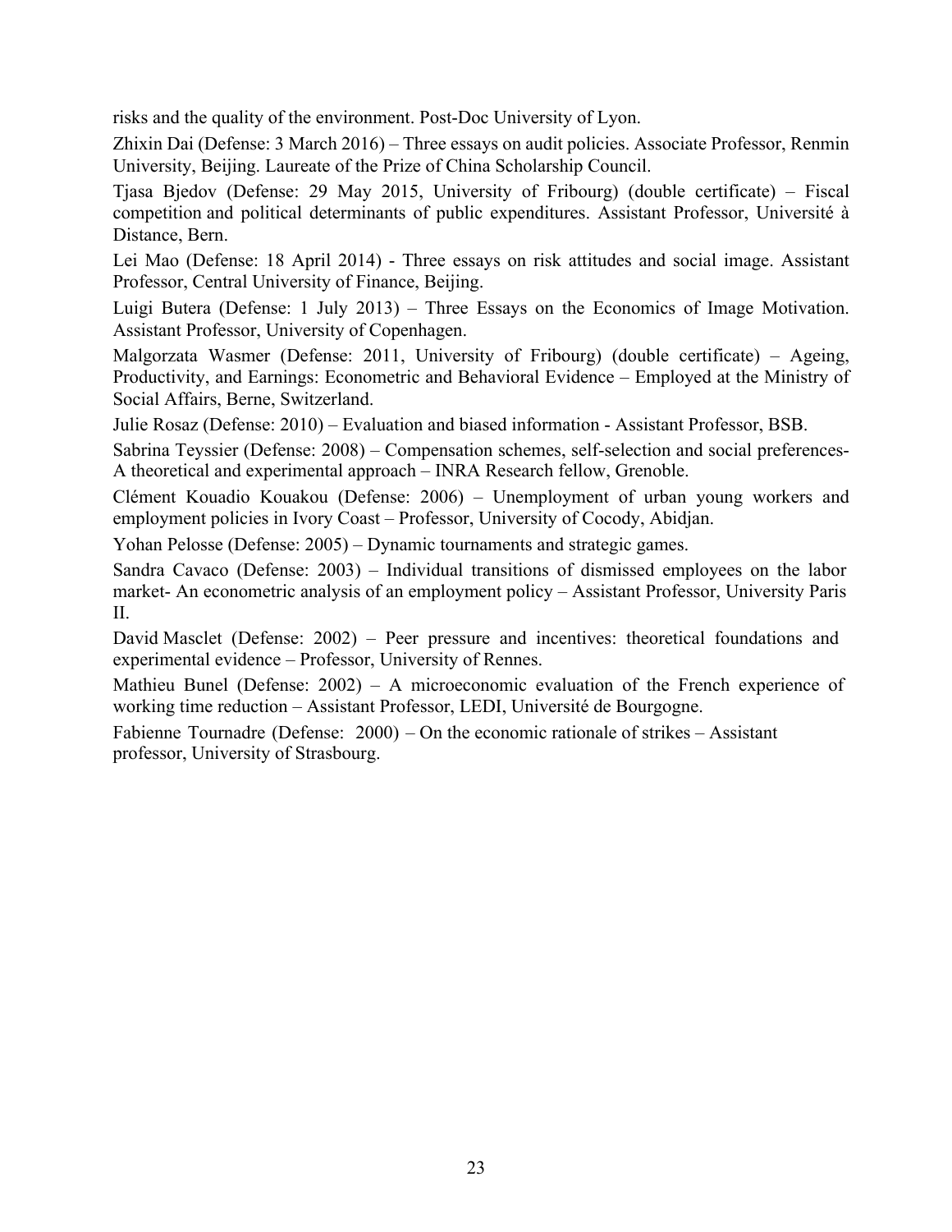risks and the quality of the environment. Post-Doc University of Lyon.

Zhixin Dai (Defense: 3 March 2016) – Three essays on audit policies. Associate Professor, Renmin University, Beijing. Laureate of the Prize of China Scholarship Council.

Tjasa Bjedov (Defense: 29 May 2015, University of Fribourg) (double certificate) – Fiscal competition and political determinants of public expenditures. Assistant Professor, Université à Distance, Bern.

Lei Mao (Defense: 18 April 2014) - Three essays on risk attitudes and social image. Assistant Professor, Central University of Finance, Beijing.

Luigi Butera (Defense: 1 July 2013) – Three Essays on the Economics of Image Motivation. Assistant Professor, University of Copenhagen.

Malgorzata Wasmer (Defense: 2011, University of Fribourg) (double certificate) – Ageing, Productivity, and Earnings: Econometric and Behavioral Evidence – Employed at the Ministry of Social Affairs, Berne, Switzerland.

Julie Rosaz (Defense: 2010) – Evaluation and biased information - Assistant Professor, BSB.

Sabrina Teyssier (Defense: 2008) – Compensation schemes, self-selection and social preferences- A theoretical and experimental approach – INRA Research fellow, Grenoble.

Clément Kouadio Kouakou (Defense: 2006) – Unemployment of urban young workers and employment policies in Ivory Coast – Professor, University of Cocody, Abidjan.

Yohan Pelosse (Defense: 2005) – Dynamic tournaments and strategic games.

Sandra Cavaco (Defense: 2003) – Individual transitions of dismissed employees on the labor market- An econometric analysis of an employment policy – Assistant Professor, University Paris II.

David Masclet (Defense: 2002) – Peer pressure and incentives: theoretical foundations and experimental evidence – Professor, University of Rennes.

Mathieu Bunel (Defense: 2002) – A microeconomic evaluation of the French experience of working time reduction – Assistant Professor, LEDI, Université de Bourgogne.

Fabienne Tournadre (Defense: 2000) – On the economic rationale of strikes – Assistant professor, University of Strasbourg.